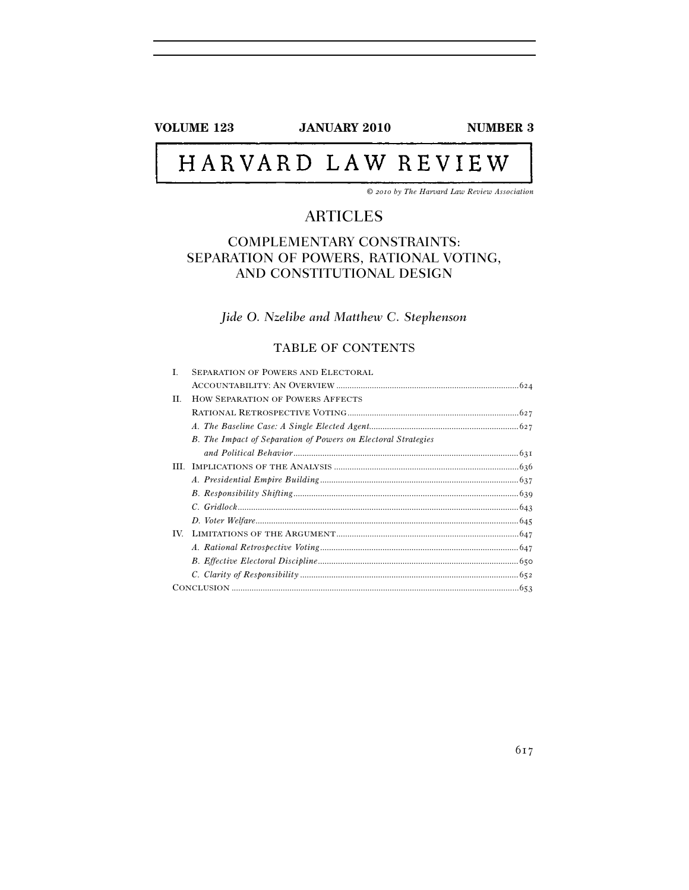**VOLUME 123 JANUARY 2010 NUMBER 3**

# HARVARD LAW REVIEW

*© 2010 by The Harvard Law Review Association*

## ARTICLES

## COMPLEMENTARY CONSTRAINTS: SEPARATION OF POWERS, RATIONAL VOTING, AND CONSTITUTIONAL DESIGN

*Jide O. Nzelibe and Matthew C. Stephenson*

### TABLE OF CONTENTS

I. SEPARATION OF POWERS AND ELECTORAL ACCOUNTABILITY: AN OVERVIEW ........ 624

II. HOW SEPARATION OF POWERS AFFECTS RATIONAL RETROSPECTIVE VOTING ........ 627

- *A. The Baseline Case: A Single Elected Agent* ........ 627
- *B. The Impact of Separation of Powers on Electoral Strategies and Political Behavior* ........ 631

III. IMPLICATIONS OF THE ANALYSIS ........ 636

- *A. Presidential Empire Building* ........ 637
- *B. Responsibility Shifting* ........ 639
- *C. Gridlock* ........ 643
- *D. Voter Welfare* ........ 645

IV. LIMITATIONS OF THE ARGUMENT ........ 647

- *A. Rational Retrospective Voting* ........ 647
- *B. Effective Electoral Discipline* ........ 650
- *C. Clarity of Responsibility* ........ 652

CONCLUSION ........ 653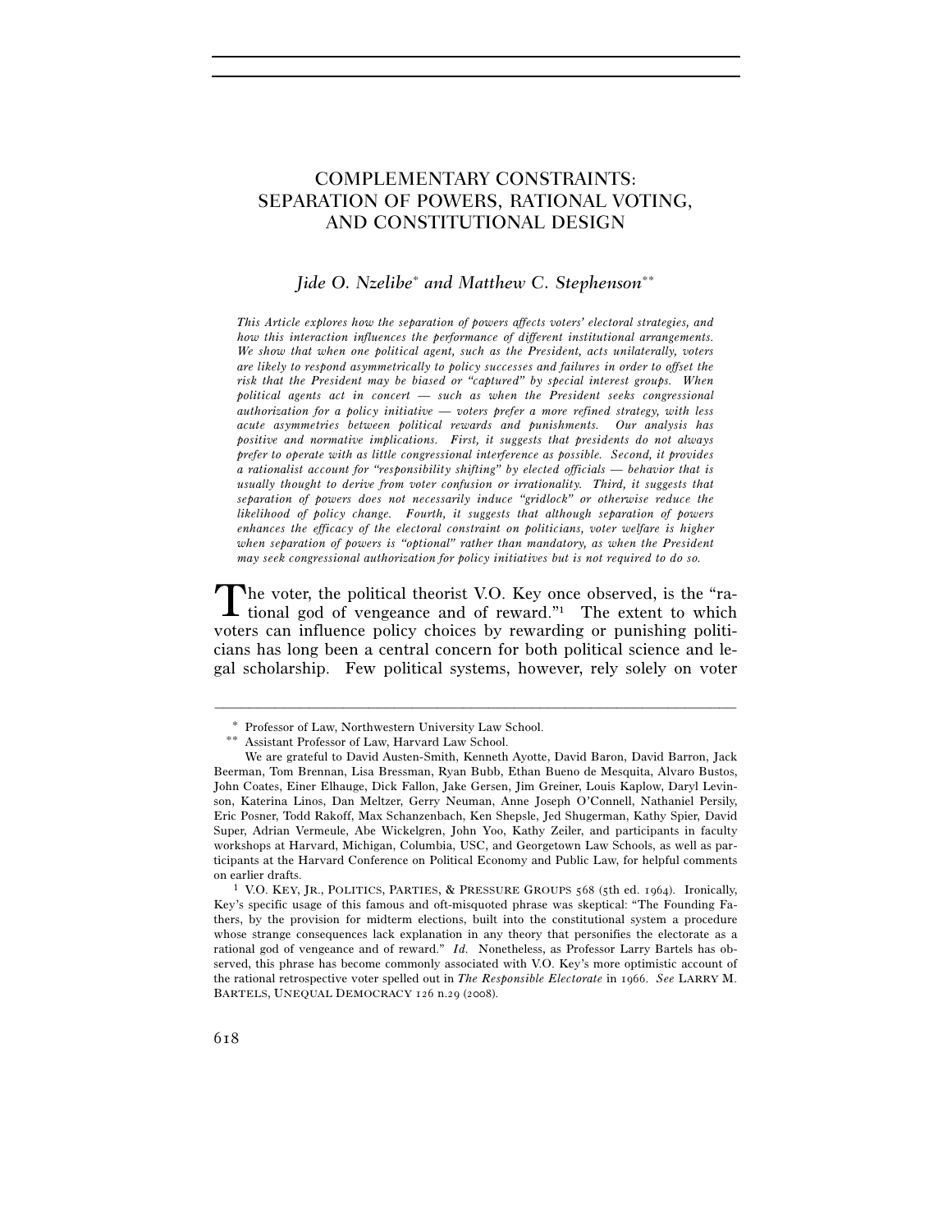# COMPLEMENTARY CONSTRAINTS: SEPARATION OF POWERS, RATIONAL VOTING, AND CONSTITUTIONAL DESIGN

*Jide O. Nzelibe\* and Matthew C. Stephenson\*\**

***This Article explores how the separation of powers affects voters' electoral strategies, and how this interaction influences the performance of different institutional arrangements. We show that when one political agent, such as the President, acts unilaterally, voters are likely to respond asymmetrically to policy successes and failures in order to offset the risk that the President may be biased or "captured" by special interest groups. When political agents act in concert — such as when the President seeks congressional authorization for a policy initiative — voters prefer a more refined strategy, with less acute asymmetries between political rewards and punishments. Our analysis has positive and normative implications. First, it suggests that presidents do not always prefer to operate with as little congressional interference as possible. Second, it provides a rationalist account for "responsibility shifting" by elected officials — behavior that is usually thought to derive from voter confusion or irrationality. Third, it suggests that separation of powers does not necessarily induce "gridlock" or otherwise reduce the likelihood of policy change. Fourth, it suggests that although separation of powers enhances the efficacy of the electoral constraint on politicians, voter welfare is higher when separation of powers is "optional" rather than mandatory, as when the President may seek congressional authorization for policy initiatives but is not required to do so.***

The voter, the political theorist V.O. Key once observed, is the "rational god of vengeance and of reward."[1] The extent to which voters can influence policy choices by rewarding or punishing politicians has long been a central concern for both political science and legal scholarship. Few political systems, however, rely solely on voter

---

\* Professor of Law, Northwestern University Law School.

\*\* Assistant Professor of Law, Harvard Law School.

We are grateful to David Austen-Smith, Kenneth Ayotte, David Baron, David Barron, Jack Beerman, Tom Brennan, Lisa Bressman, Ryan Bubb, Ethan Bueno de Mesquita, Alvaro Bustos, John Coates, Einer Elhauge, Dick Fallon, Jake Gersen, Jim Greiner, Louis Kaplow, Daryl Levinson, Katerina Linos, Dan Meltzer, Gerry Neuman, Anne Joseph O'Connell, Nathaniel Persily, Eric Posner, Todd Rakoff, Max Schanzenbach, Ken Shepsle, Jed Shugerman, Kathy Spier, David Super, Adrian Vermeule, Abe Wickelgren, John Yoo, Kathy Zeiler, and participants in faculty workshops at Harvard, Michigan, Columbia, USC, and Georgetown Law Schools, as well as participants at the Harvard Conference on Political Economy and Public Law, for helpful comments on earlier drafts.

[1] V.O. KEY, JR., POLITICS, PARTIES, & PRESSURE GROUPS 568 (5th ed. 1964). Ironically, Key's specific usage of this famous and oft-misquoted phrase was skeptical: "The Founding Fathers, by the provision for midterm elections, built into the constitutional system a procedure whose strange consequences lack explanation in any theory that personifies the electorate as a rational god of vengeance and of reward." *Id.* Nonetheless, as Professor Larry Bartels has observed, this phrase has become commonly associated with V.O. Key's more optimistic account of the rational retrospective voter spelled out in *The Responsible Electorate* in 1966. *See* LARRY M. BARTELS, UNEQUAL DEMOCRACY 126 n.29 (2008).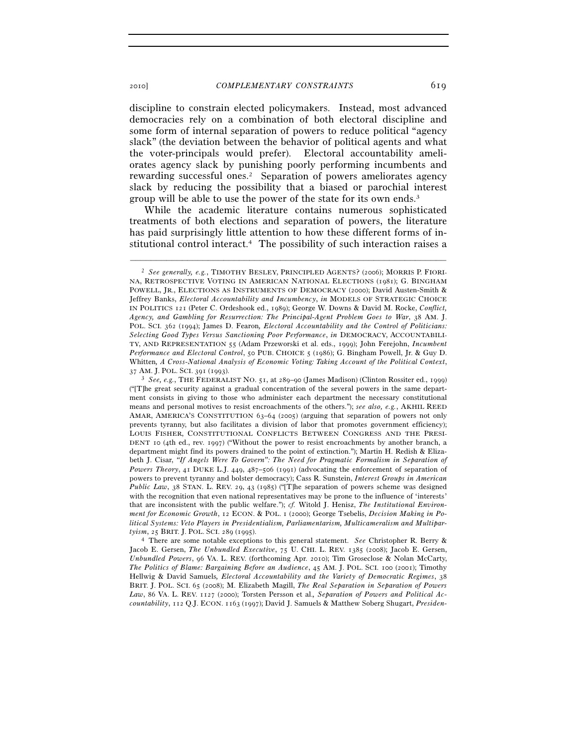discipline to constrain elected policymakers. Instead, most advanced democracies rely on a combination of both electoral discipline and some form of internal separation of powers to reduce political "agency slack" (the deviation between the behavior of political agents and what the voter-principals would prefer). Electoral accountability ameliorates agency slack by punishing poorly performing incumbents and rewarding successful ones.[2] Separation of powers ameliorates agency slack by reducing the possibility that a biased or parochial interest group will be able to use the power of the state for its own ends.[3]

While the academic literature contains numerous sophisticated treatments of both elections and separation of powers, the literature has paid surprisingly little attention to how these different forms of institutional control interact.[4] The possibility of such interaction raises a

---

[2] *See generally, e.g.*, TIMOTHY BESLEY, PRINCIPLED AGENTS? (2006); MORRIS P. FIORINA, RETROSPECTIVE VOTING IN AMERICAN NATIONAL ELECTIONS (1981); G. BINGHAM POWELL, JR., ELECTIONS AS INSTRUMENTS OF DEMOCRACY (2000); David Austen-Smith & Jeffrey Banks, *Electoral Accountability and Incumbency*, *in* MODELS OF STRATEGIC CHOICE IN POLITICS 121 (Peter C. Ordeshook ed., 1989); George W. Downs & David M. Rocke, *Conflict, Agency, and Gambling for Resurrection: The Principal-Agent Problem Goes to War*, 38 AM. J. POL. SCI. 362 (1994); James D. Fearon, *Electoral Accountability and the Control of Politicians: Selecting Good Types Versus Sanctioning Poor Performance*, *in* DEMOCRACY, ACCOUNTABILITY, AND REPRESENTATION 55 (Adam Przeworski et al. eds., 1999); John Ferejohn, *Incumbent Performance and Electoral Control*, 50 PUB. CHOICE 5 (1986); G. Bingham Powell, Jr. & Guy D. Whitten, *A Cross-National Analysis of Economic Voting: Taking Account of the Political Context*, 37 AM. J. POL. SCI. 391 (1993).

[3] *See, e.g.*, THE FEDERALIST NO. 51, at 289–90 (James Madison) (Clinton Rossiter ed., 1999) ("[T]he great security against a gradual concentration of the several powers in the same department consists in giving to those who administer each department the necessary constitutional means and personal motives to resist encroachments of the others."); *see also, e.g.*, AKHIL REED AMAR, AMERICA'S CONSTITUTION 63–64 (2005) (arguing that separation of powers not only prevents tyranny, but also facilitates a division of labor that promotes government efficiency); LOUIS FISHER, CONSTITUTIONAL CONFLICTS BETWEEN CONGRESS AND THE PRESIDENT 10 (4th ed., rev. 1997) ("Without the power to resist encroachments by another branch, a department might find its powers drained to the point of extinction."); Martin H. Redish & Elizabeth J. Cisar, *"If Angels Were To Govern": The Need for Pragmatic Formalism in Separation of Powers Theory*, 41 DUKE L.J. 449, 487–506 (1991) (advocating the enforcement of separation of powers to prevent tyranny and bolster democracy); Cass R. Sunstein, *Interest Groups in American Public Law*, 38 STAN. L. REV. 29, 43 (1985) ("[T]he separation of powers scheme was designed with the recognition that even national representatives may be prone to the influence of 'interests' that are inconsistent with the public welfare."); *cf.* Witold J. Henisz, *The Institutional Environment for Economic Growth*, 12 ECON. & POL. 1 (2000); George Tsebelis, *Decision Making in Political Systems: Veto Players in Presidentialism, Parliamentarism, Multicameralism and Multipartyism*, 25 BRIT. J. POL. SCI. 289 (1995).

[4] There are some notable exceptions to this general statement. *See* Christopher R. Berry & Jacob E. Gersen, *The Unbundled Executive*, 75 U. CHI. L. REV. 1385 (2008); Jacob E. Gersen, *Unbundled Powers*, 96 VA. L. REV. (forthcoming Apr. 2010); Tim Groseclose & Nolan McCarty, *The Politics of Blame: Bargaining Before an Audience*, 45 AM. J. POL. SCI. 100 (2001); Timothy Hellwig & David Samuels, *Electoral Accountability and the Variety of Democratic Regimes*, 38 BRIT. J. POL. SCI. 65 (2008); M. Elizabeth Magill, *The Real Separation in Separation of Powers Law*, 86 VA. L. REV. 1127 (2000); Torsten Persson et al., *Separation of Powers and Political Accountability*, 112 Q.J. ECON. 1163 (1997); David J. Samuels & Matthew Soberg Shugart, *Presiden-*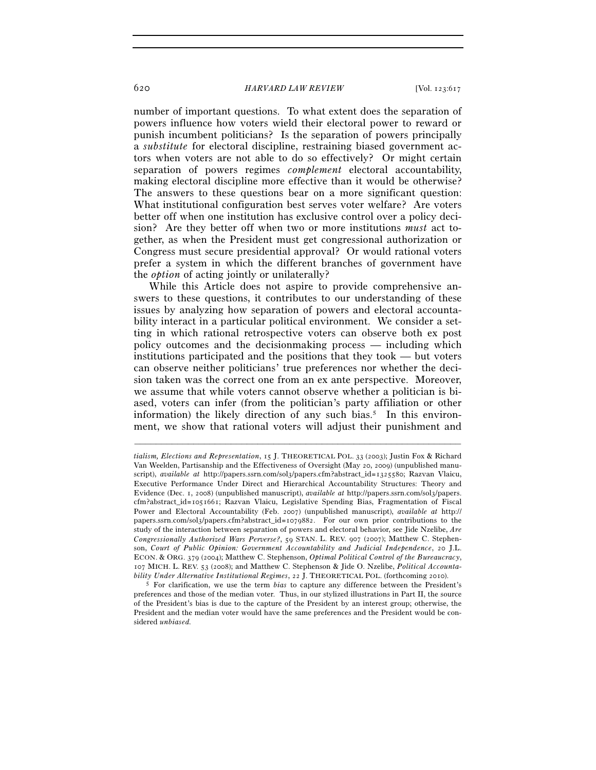number of important questions. To what extent does the separation of powers influence how voters wield their electoral power to reward or punish incumbent politicians? Is the separation of powers principally a *substitute* for electoral discipline, restraining biased government actors when voters are not able to do so effectively? Or might certain separation of powers regimes *complement* electoral accountability, making electoral discipline more effective than it would be otherwise? The answers to these questions bear on a more significant question: What institutional configuration best serves voter welfare? Are voters better off when one institution has exclusive control over a policy decision? Are they better off when two or more institutions *must* act together, as when the President must get congressional authorization or Congress must secure presidential approval? Or would rational voters prefer a system in which the different branches of government have the *option* of acting jointly or unilaterally?

While this Article does not aspire to provide comprehensive answers to these questions, it contributes to our understanding of these issues by analyzing how separation of powers and electoral accountability interact in a particular political environment. We consider a setting in which rational retrospective voters can observe both ex post policy outcomes and the decisionmaking process — including which institutions participated and the positions that they took — but voters can observe neither politicians' true preferences nor whether the decision taken was the correct one from an ex ante perspective. Moreover, we assume that while voters cannot observe whether a politician is biased, voters can infer (from the politician's party affiliation or other information) the likely direction of any such bias.[5] In this environment, we show that rational voters will adjust their punishment and

---

*tialism, Elections and Representation*, 15 J. THEORETICAL POL. 33 (2003); Justin Fox & Richard Van Weelden, Partisanship and the Effectiveness of Oversight (May 20, 2009) (unpublished manuscript), *available at* http://papers.ssrn.com/sol3/papers.cfm?abstract_id=1325580; Razvan Vlaicu, Executive Performance Under Direct and Hierarchical Accountability Structures: Theory and Evidence (Dec. 1, 2008) (unpublished manuscript), *available at* http://papers.ssrn.com/sol3/papers.cfm?abstract_id=1051661; Razvan Vlaicu, Legislative Spending Bias, Fragmentation of Fiscal Power and Electoral Accountability (Feb. 2007) (unpublished manuscript), *available at* http://papers.ssrn.com/sol3/papers.cfm?abstract_id=1079882. For our own prior contributions to the study of the interaction between separation of powers and electoral behavior, see Jide Nzelibe, *Are Congressionally Authorized Wars Perverse?*, 59 STAN. L. REV. 907 (2007); Matthew C. Stephenson, *Court of Public Opinion: Government Accountability and Judicial Independence*, 20 J.L. ECON. & ORG. 379 (2004); Matthew C. Stephenson, *Optimal Political Control of the Bureaucracy*, 107 MICH. L. REV. 53 (2008); and Matthew C. Stephenson & Jide O. Nzelibe, *Political Accountability Under Alternative Institutional Regimes*, 22 J. THEORETICAL POL. (forthcoming 2010).

[5] For clarification, we use the term *bias* to capture any difference between the President's preferences and those of the median voter. Thus, in our stylized illustrations in Part II, the source of the President's bias is due to the capture of the President by an interest group; otherwise, the President and the median voter would have the same preferences and the President would be considered *unbiased.*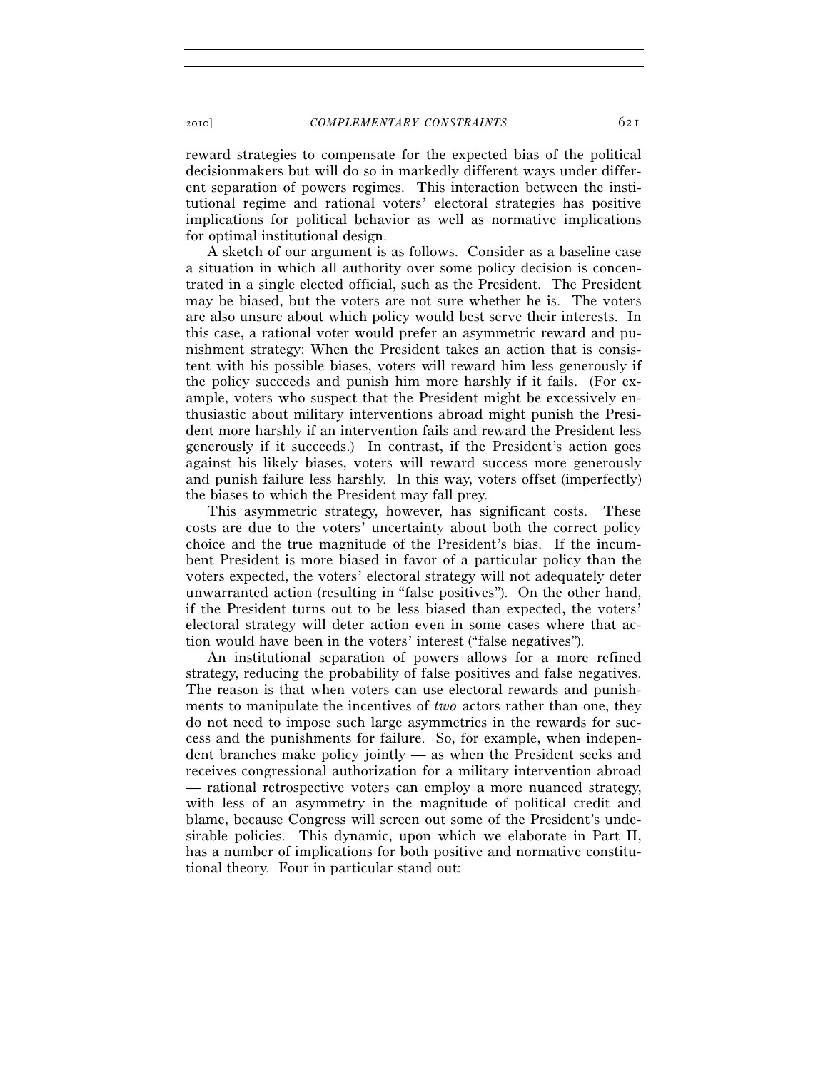reward strategies to compensate for the expected bias of the political decisionmakers but will do so in markedly different ways under different separation of powers regimes. This interaction between the institutional regime and rational voters' electoral strategies has positive implications for political behavior as well as normative implications for optimal institutional design.

A sketch of our argument is as follows. Consider as a baseline case a situation in which all authority over some policy decision is concentrated in a single elected official, such as the President. The President may be biased, but the voters are not sure whether he is. The voters are also unsure about which policy would best serve their interests. In this case, a rational voter would prefer an asymmetric reward and punishment strategy: When the President takes an action that is consistent with his possible biases, voters will reward him less generously if the policy succeeds and punish him more harshly if it fails. (For example, voters who suspect that the President might be excessively enthusiastic about military interventions abroad might punish the President more harshly if an intervention fails and reward the President less generously if it succeeds.) In contrast, if the President's action goes against his likely biases, voters will reward success more generously and punish failure less harshly. In this way, voters offset (imperfectly) the biases to which the President may fall prey.

This asymmetric strategy, however, has significant costs. These costs are due to the voters' uncertainty about both the correct policy choice and the true magnitude of the President's bias. If the incumbent President is more biased in favor of a particular policy than the voters expected, the voters' electoral strategy will not adequately deter unwarranted action (resulting in "false positives"). On the other hand, if the President turns out to be less biased than expected, the voters' electoral strategy will deter action even in some cases where that action would have been in the voters' interest ("false negatives").

An institutional separation of powers allows for a more refined strategy, reducing the probability of false positives and false negatives. The reason is that when voters can use electoral rewards and punishments to manipulate the incentives of *two* actors rather than one, they do not need to impose such large asymmetries in the rewards for success and the punishments for failure. So, for example, when independent branches make policy jointly — as when the President seeks and receives congressional authorization for a military intervention abroad — rational retrospective voters can employ a more nuanced strategy, with less of an asymmetry in the magnitude of political credit and blame, because Congress will screen out some of the President's undesirable policies. This dynamic, upon which we elaborate in Part II, has a number of implications for both positive and normative constitutional theory. Four in particular stand out: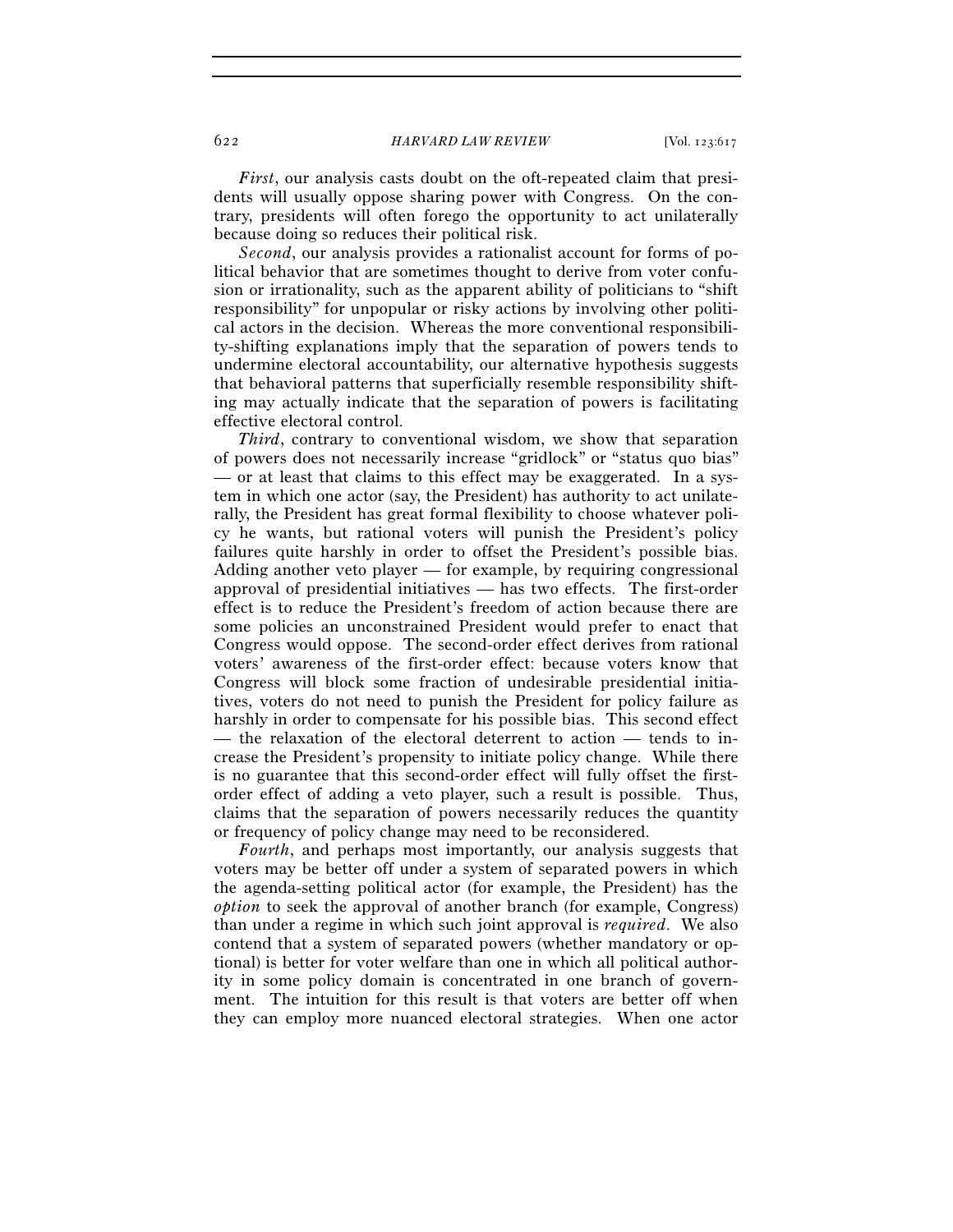*First*, our analysis casts doubt on the oft-repeated claim that presidents will usually oppose sharing power with Congress. On the contrary, presidents will often forego the opportunity to act unilaterally because doing so reduces their political risk.

*Second*, our analysis provides a rationalist account for forms of political behavior that are sometimes thought to derive from voter confusion or irrationality, such as the apparent ability of politicians to "shift responsibility" for unpopular or risky actions by involving other political actors in the decision. Whereas the more conventional responsibility-shifting explanations imply that the separation of powers tends to undermine electoral accountability, our alternative hypothesis suggests that behavioral patterns that superficially resemble responsibility shifting may actually indicate that the separation of powers is facilitating effective electoral control.

*Third*, contrary to conventional wisdom, we show that separation of powers does not necessarily increase "gridlock" or "status quo bias" — or at least that claims to this effect may be exaggerated. In a system in which one actor (say, the President) has authority to act unilaterally, the President has great formal flexibility to choose whatever policy he wants, but rational voters will punish the President's policy failures quite harshly in order to offset the President's possible bias. Adding another veto player — for example, by requiring congressional approval of presidential initiatives — has two effects. The first-order effect is to reduce the President's freedom of action because there are some policies an unconstrained President would prefer to enact that Congress would oppose. The second-order effect derives from rational voters' awareness of the first-order effect: because voters know that Congress will block some fraction of undesirable presidential initiatives, voters do not need to punish the President for policy failure as harshly in order to compensate for his possible bias. This second effect — the relaxation of the electoral deterrent to action — tends to increase the President's propensity to initiate policy change. While there is no guarantee that this second-order effect will fully offset the first-order effect of adding a veto player, such a result is possible. Thus, claims that the separation of powers necessarily reduces the quantity or frequency of policy change may need to be reconsidered.

*Fourth*, and perhaps most importantly, our analysis suggests that voters may be better off under a system of separated powers in which the agenda-setting political actor (for example, the President) has the *option* to seek the approval of another branch (for example, Congress) than under a regime in which such joint approval is *required*. We also contend that a system of separated powers (whether mandatory or optional) is better for voter welfare than one in which all political authority in some policy domain is concentrated in one branch of government. The intuition for this result is that voters are better off when they can employ more nuanced electoral strategies. When one actor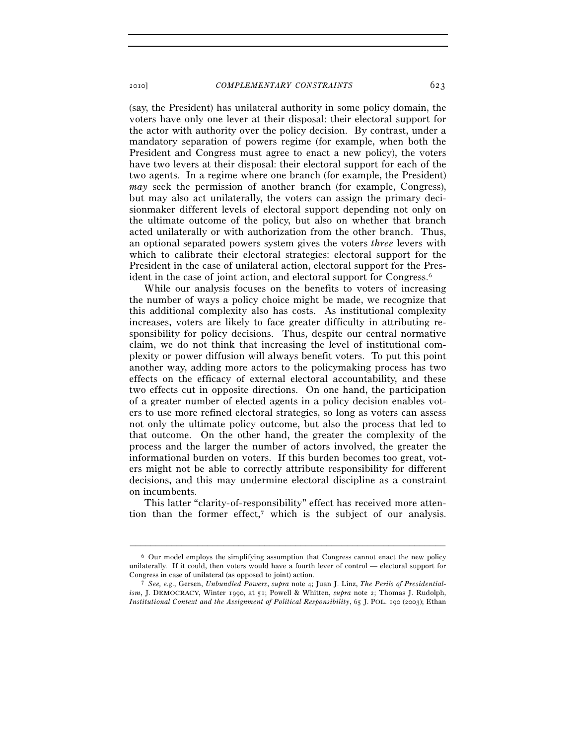(say, the President) has unilateral authority in some policy domain, the voters have only one lever at their disposal: their electoral support for the actor with authority over the policy decision. By contrast, under a mandatory separation of powers regime (for example, when both the President and Congress must agree to enact a new policy), the voters have two levers at their disposal: their electoral support for each of the two agents. In a regime where one branch (for example, the President) *may* seek the permission of another branch (for example, Congress), but may also act unilaterally, the voters can assign the primary decisionmaker different levels of electoral support depending not only on the ultimate outcome of the policy, but also on whether that branch acted unilaterally or with authorization from the other branch. Thus, an optional separated powers system gives the voters *three* levers with which to calibrate their electoral strategies: electoral support for the President in the case of unilateral action, electoral support for the President in the case of joint action, and electoral support for Congress.[6]

While our analysis focuses on the benefits to voters of increasing the number of ways a policy choice might be made, we recognize that this additional complexity also has costs. As institutional complexity increases, voters are likely to face greater difficulty in attributing responsibility for policy decisions. Thus, despite our central normative claim, we do not think that increasing the level of institutional complexity or power diffusion will always benefit voters. To put this point another way, adding more actors to the policymaking process has two effects on the efficacy of external electoral accountability, and these two effects cut in opposite directions. On one hand, the participation of a greater number of elected agents in a policy decision enables voters to use more refined electoral strategies, so long as voters can assess not only the ultimate policy outcome, but also the process that led to that outcome. On the other hand, the greater the complexity of the process and the larger the number of actors involved, the greater the informational burden on voters. If this burden becomes too great, voters might not be able to correctly attribute responsibility for different decisions, and this may undermine electoral discipline as a constraint on incumbents.

This latter "clarity-of-responsibility" effect has received more attention than the former effect,[7] which is the subject of our analysis.

---

[6] Our model employs the simplifying assumption that Congress cannot enact the new policy unilaterally. If it could, then voters would have a fourth lever of control — electoral support for Congress in case of unilateral (as opposed to joint) action.

[7] *See, e.g.*, Gersen, *Unbundled Powers*, *supra* note 4; Juan J. Linz, *The Perils of Presidentialism*, J. DEMOCRACY, Winter 1990, at 51; Powell & Whitten, *supra* note 2; Thomas J. Rudolph, *Institutional Context and the Assignment of Political Responsibility*, 65 J. POL. 190 (2003); Ethan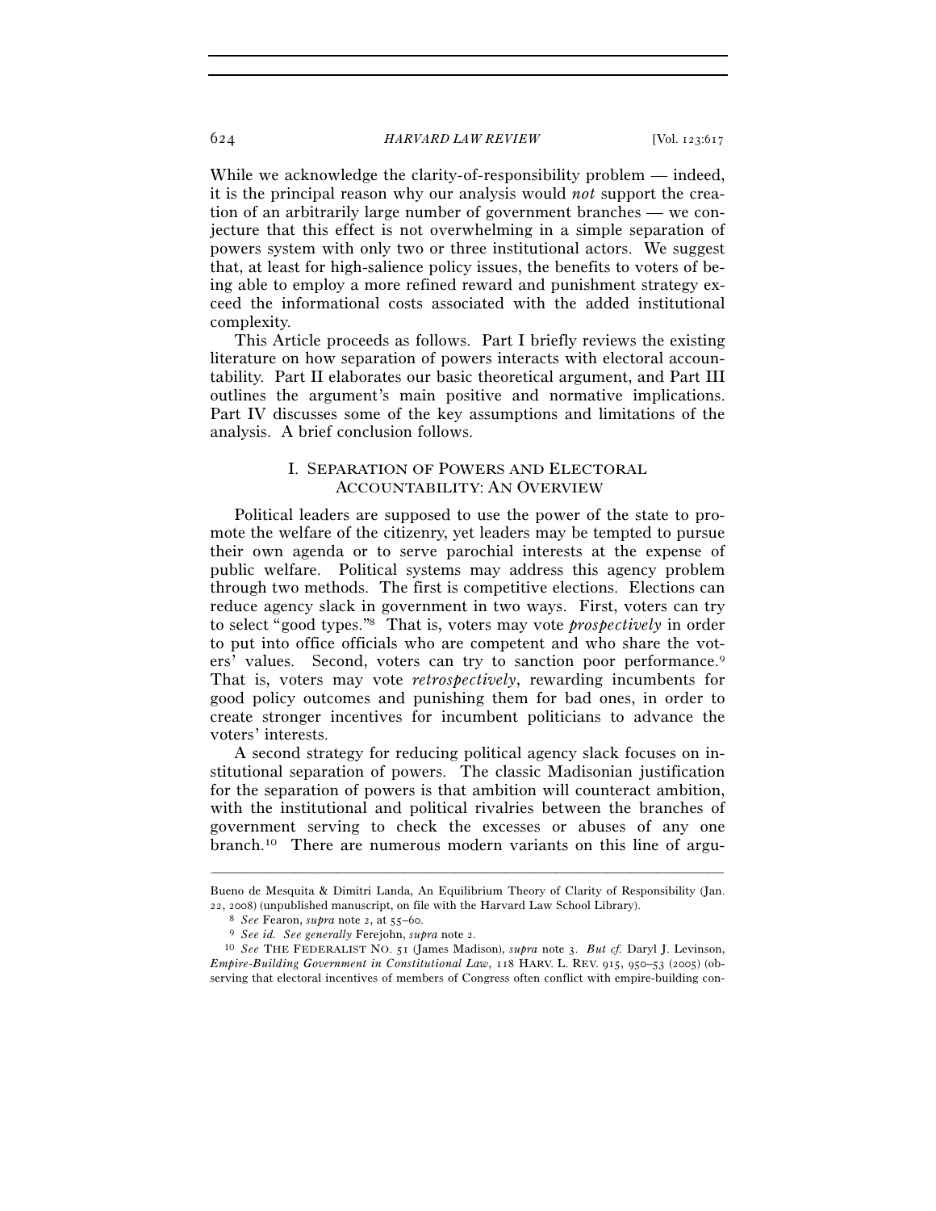While we acknowledge the clarity-of-responsibility problem — indeed, it is the principal reason why our analysis would *not* support the creation of an arbitrarily large number of government branches — we conjecture that this effect is not overwhelming in a simple separation of powers system with only two or three institutional actors. We suggest that, at least for high-salience policy issues, the benefits to voters of being able to employ a more refined reward and punishment strategy exceed the informational costs associated with the added institutional complexity.

This Article proceeds as follows. Part I briefly reviews the existing literature on how separation of powers interacts with electoral accountability. Part II elaborates our basic theoretical argument, and Part III outlines the argument's main positive and normative implications. Part IV discusses some of the key assumptions and limitations of the analysis. A brief conclusion follows.

## I. SEPARATION OF POWERS AND ELECTORAL ACCOUNTABILITY: AN OVERVIEW

Political leaders are supposed to use the power of the state to promote the welfare of the citizenry, yet leaders may be tempted to pursue their own agenda or to serve parochial interests at the expense of public welfare. Political systems may address this agency problem through two methods. The first is competitive elections. Elections can reduce agency slack in government in two ways. First, voters can try to select "good types."[8] That is, voters may vote *prospectively* in order to put into office officials who are competent and who share the voters' values. Second, voters can try to sanction poor performance.[9] That is, voters may vote *retrospectively*, rewarding incumbents for good policy outcomes and punishing them for bad ones, in order to create stronger incentives for incumbent politicians to advance the voters' interests.

A second strategy for reducing political agency slack focuses on institutional separation of powers. The classic Madisonian justification for the separation of powers is that ambition will counteract ambition, with the institutional and political rivalries between the branches of government serving to check the excesses or abuses of any one branch.[10] There are numerous modern variants on this line of argu-

---

Bueno de Mesquita & Dimitri Landa, An Equilibrium Theory of Clarity of Responsibility (Jan. 22, 2008) (unpublished manuscript, on file with the Harvard Law School Library).

[8] *See* Fearon, *supra* note 2, at 55–60.

[9] *See id. See generally* Ferejohn, *supra* note 2.

[10] *See* THE FEDERALIST NO. 51 (James Madison), *supra* note 3. *But cf.* Daryl J. Levinson, *Empire-Building Government in Constitutional Law*, 118 HARV. L. REV. 915, 950–53 (2005) (observing that electoral incentives of members of Congress often conflict with empire-building con-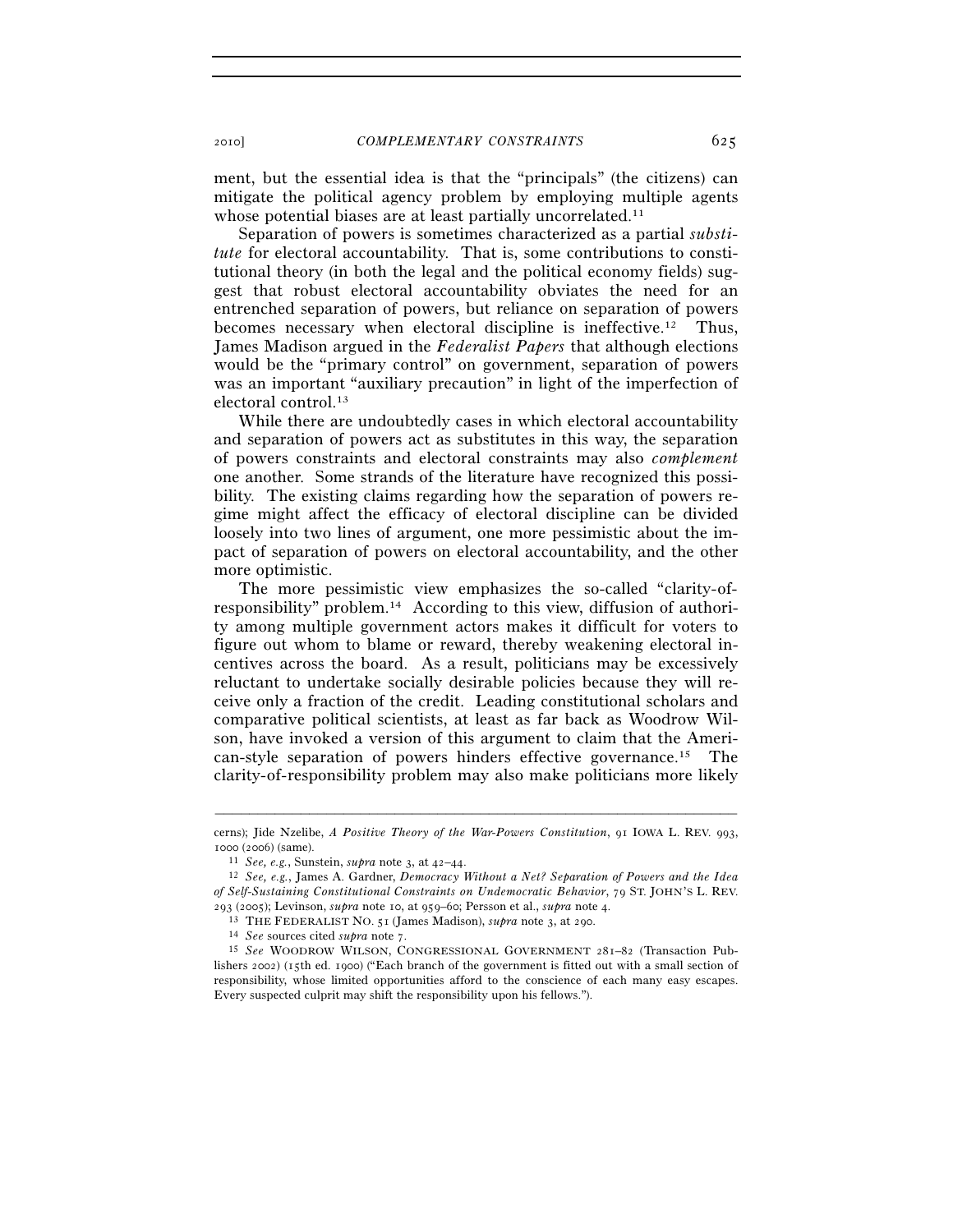ment, but the essential idea is that the "principals" (the citizens) can mitigate the political agency problem by employing multiple agents whose potential biases are at least partially uncorrelated.[11]

Separation of powers is sometimes characterized as a partial *substitute* for electoral accountability. That is, some contributions to constitutional theory (in both the legal and the political economy fields) suggest that robust electoral accountability obviates the need for an entrenched separation of powers, but reliance on separation of powers becomes necessary when electoral discipline is ineffective.[12] Thus, James Madison argued in the *Federalist Papers* that although elections would be the "primary control" on government, separation of powers was an important "auxiliary precaution" in light of the imperfection of electoral control.[13]

While there are undoubtedly cases in which electoral accountability and separation of powers act as substitutes in this way, the separation of powers constraints and electoral constraints may also *complement* one another. Some strands of the literature have recognized this possibility. The existing claims regarding how the separation of powers regime might affect the efficacy of electoral discipline can be divided loosely into two lines of argument, one more pessimistic about the impact of separation of powers on electoral accountability, and the other more optimistic.

The more pessimistic view emphasizes the so-called "clarity-of-responsibility" problem.[14] According to this view, diffusion of authority among multiple government actors makes it difficult for voters to figure out whom to blame or reward, thereby weakening electoral incentives across the board. As a result, politicians may be excessively reluctant to undertake socially desirable policies because they will receive only a fraction of the credit. Leading constitutional scholars and comparative political scientists, at least as far back as Woodrow Wilson, have invoked a version of this argument to claim that the American-style separation of powers hinders effective governance.[15] The clarity-of-responsibility problem may also make politicians more likely

---

cerns); Jide Nzelibe, *A Positive Theory of the War-Powers Constitution*, 91 IOWA L. REV. 993, 1000 (2006) (same).

[11] *See, e.g.*, Sunstein, *supra* note 3, at 42–44.

[12] *See, e.g.*, James A. Gardner, *Democracy Without a Net? Separation of Powers and the Idea of Self-Sustaining Constitutional Constraints on Undemocratic Behavior*, 79 ST. JOHN'S L. REV. 293 (2005); Levinson, *supra* note 10, at 959–60; Persson et al., *supra* note 4.

[13] THE FEDERALIST NO. 51 (James Madison), *supra* note 3, at 290.

[14] *See* sources cited *supra* note 7.

[15] *See* WOODROW WILSON, CONGRESSIONAL GOVERNMENT 281–82 (Transaction Publishers 2002) (15th ed. 1900) ("Each branch of the government is fitted out with a small section of responsibility, whose limited opportunities afford to the conscience of each many easy escapes. Every suspected culprit may shift the responsibility upon his fellows.").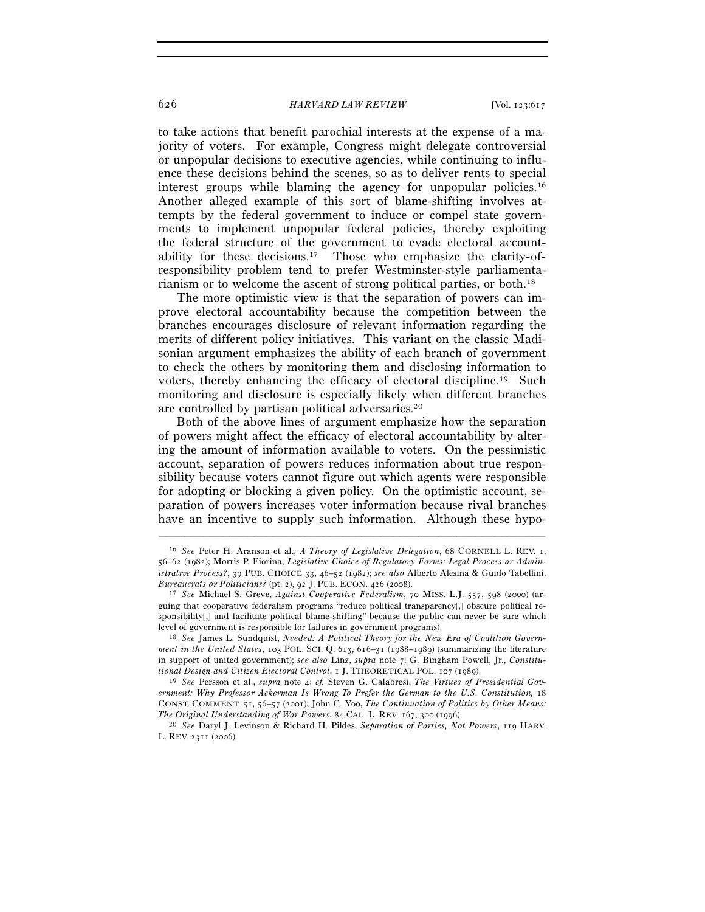to take actions that benefit parochial interests at the expense of a majority of voters. For example, Congress might delegate controversial or unpopular decisions to executive agencies, while continuing to influence these decisions behind the scenes, so as to deliver rents to special interest groups while blaming the agency for unpopular policies.[16] Another alleged example of this sort of blame-shifting involves attempts by the federal government to induce or compel state governments to implement unpopular federal policies, thereby exploiting the federal structure of the government to evade electoral accountability for these decisions.[17] Those who emphasize the clarity-of-responsibility problem tend to prefer Westminster-style parliamentarianism or to welcome the ascent of strong political parties, or both.[18]

The more optimistic view is that the separation of powers can improve electoral accountability because the competition between the branches encourages disclosure of relevant information regarding the merits of different policy initiatives. This variant on the classic Madisonian argument emphasizes the ability of each branch of government to check the others by monitoring them and disclosing information to voters, thereby enhancing the efficacy of electoral discipline.[19] Such monitoring and disclosure is especially likely when different branches are controlled by partisan political adversaries.[20]

Both of the above lines of argument emphasize how the separation of powers might affect the efficacy of electoral accountability by altering the amount of information available to voters. On the pessimistic account, separation of powers reduces information about true responsibility because voters cannot figure out which agents were responsible for adopting or blocking a given policy. On the optimistic account, separation of powers increases voter information because rival branches have an incentive to supply such information. Although these hypo-

---

[16] *See* Peter H. Aranson et al., *A Theory of Legislative Delegation*, 68 CORNELL L. REV. 1, 56–62 (1982); Morris P. Fiorina, *Legislative Choice of Regulatory Forms: Legal Process or Administrative Process?*, 39 PUB. CHOICE 33, 46–52 (1982); *see also* Alberto Alesina & Guido Tabellini, *Bureaucrats or Politicians?* (pt. 2), 92 J. PUB. ECON. 426 (2008).

[17] *See* Michael S. Greve, *Against Cooperative Federalism*, 70 MISS. L.J. 557, 598 (2000) (arguing that cooperative federalism programs "reduce political transparency[,] obscure political responsibility[,] and facilitate political blame-shifting" because the public can never be sure which level of government is responsible for failures in government programs).

[18] *See* James L. Sundquist, *Needed: A Political Theory for the New Era of Coalition Government in the United States*, 103 POL. SCI. Q. 613, 616–31 (1988–1989) (summarizing the literature in support of united government); *see also* Linz, *supra* note 7; G. Bingham Powell, Jr., *Constitutional Design and Citizen Electoral Control*, 1 J. THEORETICAL POL. 107 (1989).

[19] *See* Persson et al., *supra* note 4; *cf.* Steven G. Calabresi, *The Virtues of Presidential Government: Why Professor Ackerman Is Wrong To Prefer the German to the U.S. Constitution,* 18 CONST. COMMENT. 51, 56–57 (2001); John C. Yoo, *The Continuation of Politics by Other Means: The Original Understanding of War Powers*, 84 CAL. L. REV. 167, 300 (1996).

[20] *See* Daryl J. Levinson & Richard H. Pildes, *Separation of Parties, Not Powers*, 119 HARV. L. REV. 2311 (2006).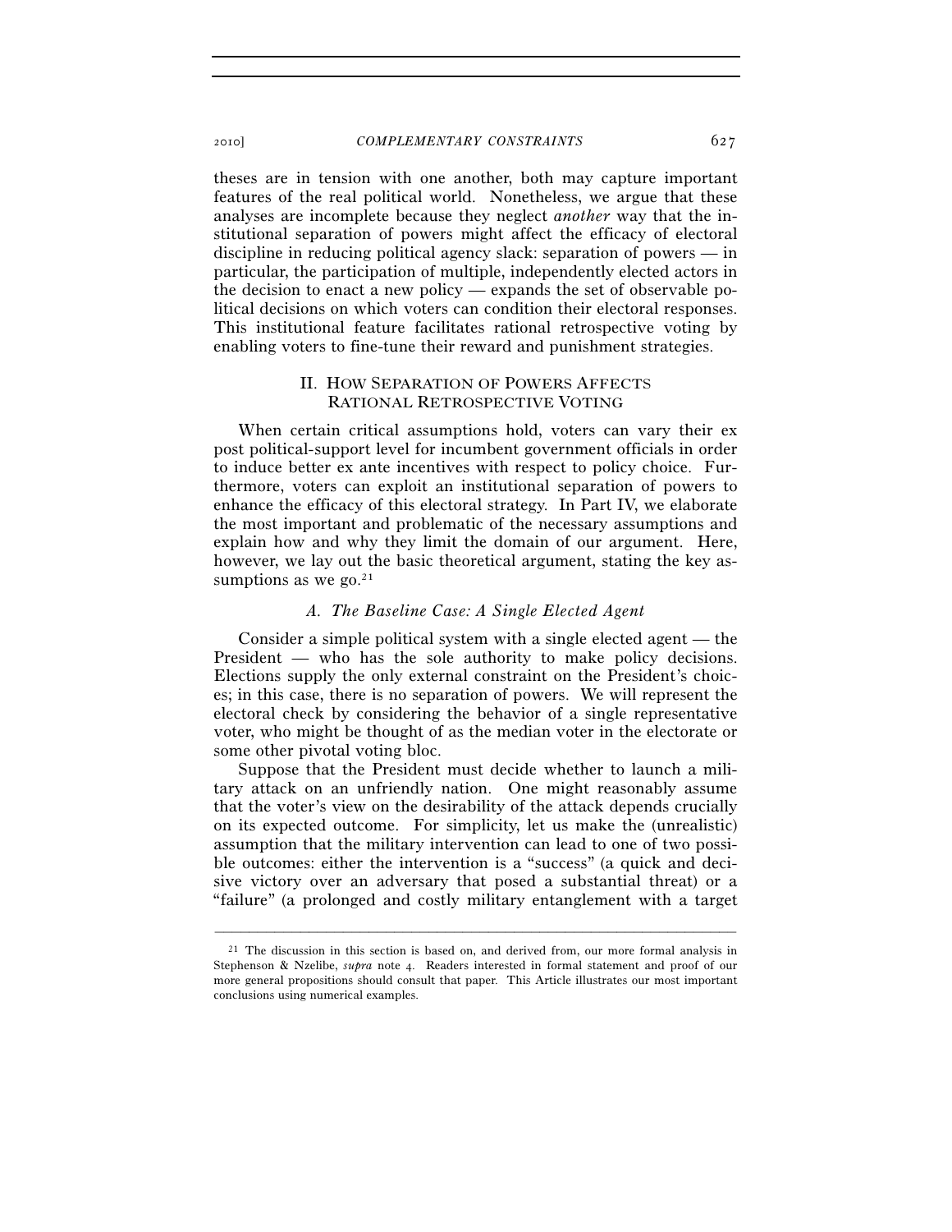theses are in tension with one another, both may capture important features of the real political world. Nonetheless, we argue that these analyses are incomplete because they neglect *another* way that the institutional separation of powers might affect the efficacy of electoral discipline in reducing political agency slack: separation of powers — in particular, the participation of multiple, independently elected actors in the decision to enact a new policy — expands the set of observable political decisions on which voters can condition their electoral responses. This institutional feature facilitates rational retrospective voting by enabling voters to fine-tune their reward and punishment strategies.

## II. HOW SEPARATION OF POWERS AFFECTS RATIONAL RETROSPECTIVE VOTING

When certain critical assumptions hold, voters can vary their ex post political-support level for incumbent government officials in order to induce better ex ante incentives with respect to policy choice. Furthermore, voters can exploit an institutional separation of powers to enhance the efficacy of this electoral strategy. In Part IV, we elaborate the most important and problematic of the necessary assumptions and explain how and why they limit the domain of our argument. Here, however, we lay out the basic theoretical argument, stating the key assumptions as we go.[21]

### *A. The Baseline Case: A Single Elected Agent*

Consider a simple political system with a single elected agent — the President — who has the sole authority to make policy decisions. Elections supply the only external constraint on the President's choices; in this case, there is no separation of powers. We will represent the electoral check by considering the behavior of a single representative voter, who might be thought of as the median voter in the electorate or some other pivotal voting bloc.

Suppose that the President must decide whether to launch a military attack on an unfriendly nation. One might reasonably assume that the voter's view on the desirability of the attack depends crucially on its expected outcome. For simplicity, let us make the (unrealistic) assumption that the military intervention can lead to one of two possible outcomes: either the intervention is a "success" (a quick and decisive victory over an adversary that posed a substantial threat) or a "failure" (a prolonged and costly military entanglement with a target

---

[21] The discussion in this section is based on, and derived from, our more formal analysis in Stephenson & Nzelibe, *supra* note 4. Readers interested in formal statement and proof of our more general propositions should consult that paper. This Article illustrates our most important conclusions using numerical examples.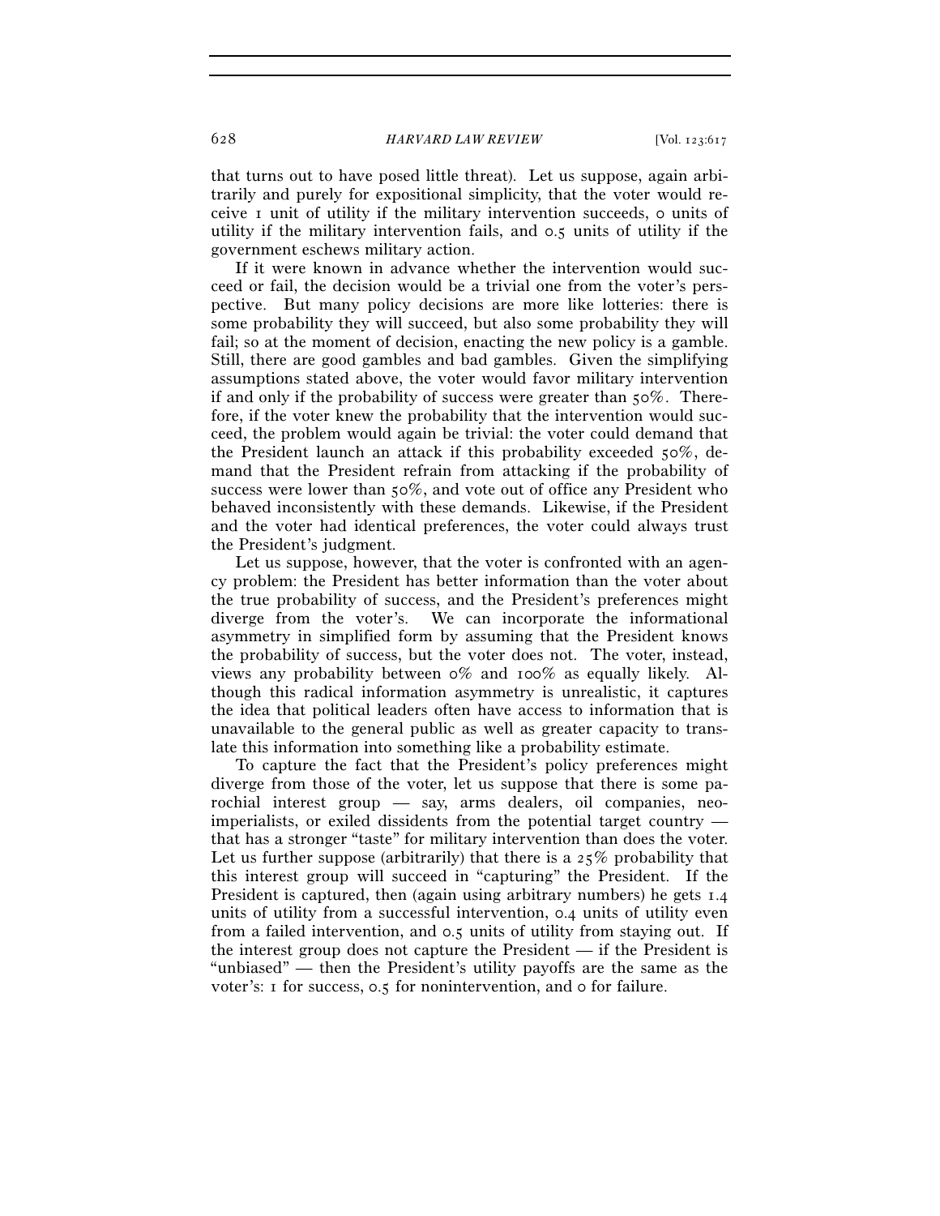that turns out to have posed little threat). Let us suppose, again arbitrarily and purely for expositional simplicity, that the voter would receive 1 unit of utility if the military intervention succeeds, 0 units of utility if the military intervention fails, and 0.5 units of utility if the government eschews military action.

If it were known in advance whether the intervention would succeed or fail, the decision would be a trivial one from the voter's perspective. But many policy decisions are more like lotteries: there is some probability they will succeed, but also some probability they will fail; so at the moment of decision, enacting the new policy is a gamble. Still, there are good gambles and bad gambles. Given the simplifying assumptions stated above, the voter would favor military intervention if and only if the probability of success were greater than 50%. Therefore, if the voter knew the probability that the intervention would succeed, the problem would again be trivial: the voter could demand that the President launch an attack if this probability exceeded 50%, demand that the President refrain from attacking if the probability of success were lower than 50%, and vote out of office any President who behaved inconsistently with these demands. Likewise, if the President and the voter had identical preferences, the voter could always trust the President's judgment.

Let us suppose, however, that the voter is confronted with an agency problem: the President has better information than the voter about the true probability of success, and the President's preferences might diverge from the voter's. We can incorporate the informational asymmetry in simplified form by assuming that the President knows the probability of success, but the voter does not. The voter, instead, views any probability between 0% and 100% as equally likely. Although this radical information asymmetry is unrealistic, it captures the idea that political leaders often have access to information that is unavailable to the general public as well as greater capacity to translate this information into something like a probability estimate.

To capture the fact that the President's policy preferences might diverge from those of the voter, let us suppose that there is some parochial interest group — say, arms dealers, oil companies, neoimperialists, or exiled dissidents from the potential target country — that has a stronger "taste" for military intervention than does the voter. Let us further suppose (arbitrarily) that there is a 25% probability that this interest group will succeed in "capturing" the President. If the President is captured, then (again using arbitrary numbers) he gets 1.4 units of utility from a successful intervention, 0.4 units of utility even from a failed intervention, and 0.5 units of utility from staying out. If the interest group does not capture the President — if the President is "unbiased" — then the President's utility payoffs are the same as the voter's: 1 for success, 0.5 for nonintervention, and 0 for failure.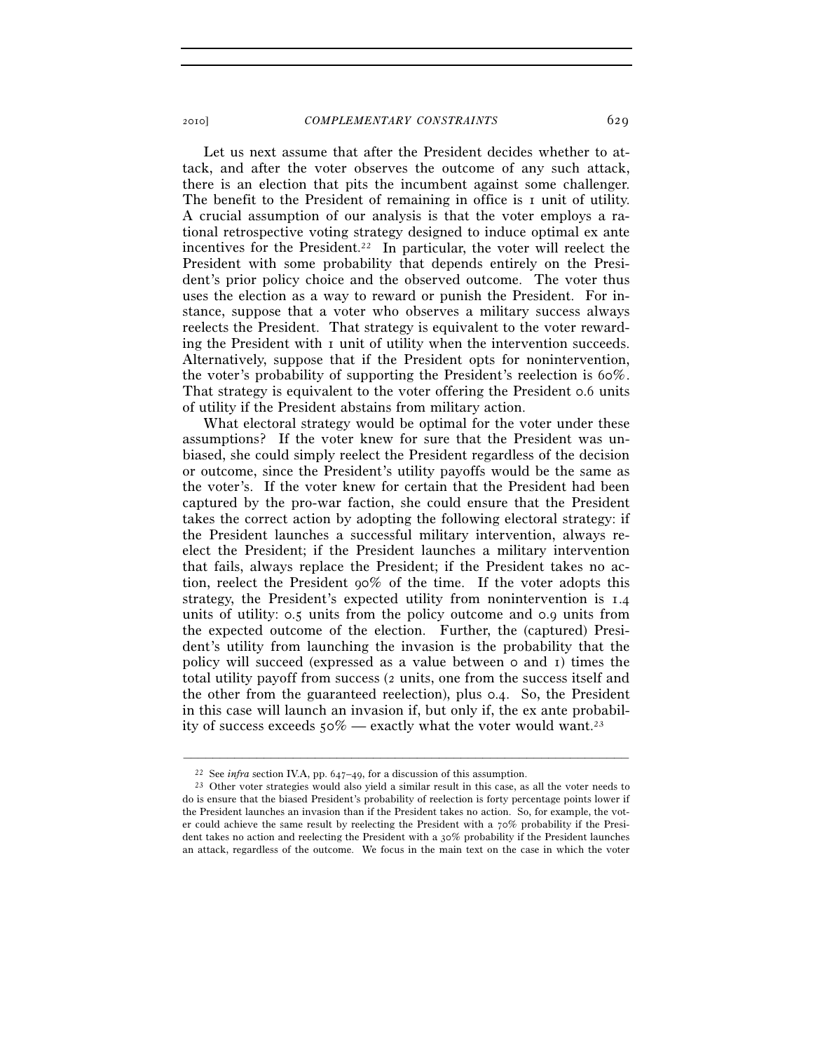Let us next assume that after the President decides whether to attack, and after the voter observes the outcome of any such attack, there is an election that pits the incumbent against some challenger. The benefit to the President of remaining in office is 1 unit of utility. A crucial assumption of our analysis is that the voter employs a rational retrospective voting strategy designed to induce optimal ex ante incentives for the President.[22] In particular, the voter will reelect the President with some probability that depends entirely on the President's prior policy choice and the observed outcome. The voter thus uses the election as a way to reward or punish the President. For instance, suppose that a voter who observes a military success always reelects the President. That strategy is equivalent to the voter rewarding the President with 1 unit of utility when the intervention succeeds. Alternatively, suppose that if the President opts for nonintervention, the voter's probability of supporting the President's reelection is 60%. That strategy is equivalent to the voter offering the President 0.6 units of utility if the President abstains from military action.

What electoral strategy would be optimal for the voter under these assumptions? If the voter knew for sure that the President was unbiased, she could simply reelect the President regardless of the decision or outcome, since the President's utility payoffs would be the same as the voter's. If the voter knew for certain that the President had been captured by the pro-war faction, she could ensure that the President takes the correct action by adopting the following electoral strategy: if the President launches a successful military intervention, always reelect the President; if the President launches a military intervention that fails, always replace the President; if the President takes no action, reelect the President 90% of the time. If the voter adopts this strategy, the President's expected utility from nonintervention is 1.4 units of utility: 0.5 units from the policy outcome and 0.9 units from the expected outcome of the election. Further, the (captured) President's utility from launching the invasion is the probability that the policy will succeed (expressed as a value between 0 and 1) times the total utility payoff from success (2 units, one from the success itself and the other from the guaranteed reelection), plus 0.4. So, the President in this case will launch an invasion if, but only if, the ex ante probability of success exceeds 50% — exactly what the voter would want.[23]

---

[22] See *infra* section IV.A, pp. 647–49, for a discussion of this assumption.

[23] Other voter strategies would also yield a similar result in this case, as all the voter needs to do is ensure that the biased President's probability of reelection is forty percentage points lower if the President launches an invasion than if the President takes no action. So, for example, the voter could achieve the same result by reelecting the President with a 70% probability if the President takes no action and reelecting the President with a 30% probability if the President launches an attack, regardless of the outcome. We focus in the main text on the case in which the voter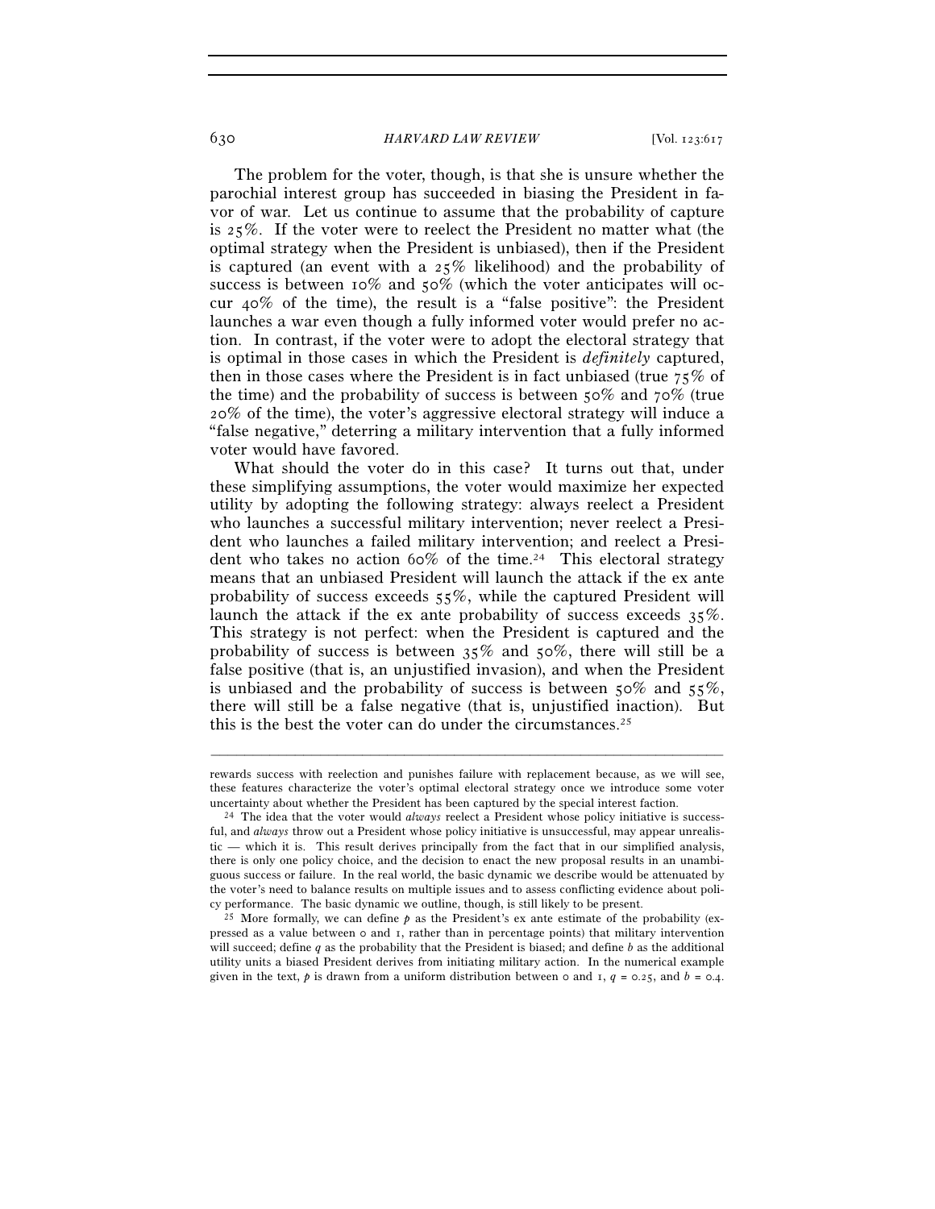The problem for the voter, though, is that she is unsure whether the parochial interest group has succeeded in biasing the President in favor of war. Let us continue to assume that the probability of capture is 25%. If the voter were to reelect the President no matter what (the optimal strategy when the President is unbiased), then if the President is captured (an event with a 25% likelihood) and the probability of success is between 10% and 50% (which the voter anticipates will occur 40% of the time), the result is a "false positive": the President launches a war even though a fully informed voter would prefer no action. In contrast, if the voter were to adopt the electoral strategy that is optimal in those cases in which the President is *definitely* captured, then in those cases where the President is in fact unbiased (true 75% of the time) and the probability of success is between 50% and 70% (true 20% of the time), the voter's aggressive electoral strategy will induce a "false negative," deterring a military intervention that a fully informed voter would have favored.

What should the voter do in this case? It turns out that, under these simplifying assumptions, the voter would maximize her expected utility by adopting the following strategy: always reelect a President who launches a successful military intervention; never reelect a President who launches a failed military intervention; and reelect a President who takes no action 60% of the time.[24] This electoral strategy means that an unbiased President will launch the attack if the ex ante probability of success exceeds 55%, while the captured President will launch the attack if the ex ante probability of success exceeds 35%. This strategy is not perfect: when the President is captured and the probability of success is between 35% and 50%, there will still be a false positive (that is, an unjustified invasion), and when the President is unbiased and the probability of success is between 50% and 55%, there will still be a false negative (that is, unjustified inaction). But this is the best the voter can do under the circumstances.[25]

---

rewards success with reelection and punishes failure with replacement because, as we will see, these features characterize the voter's optimal electoral strategy once we introduce some voter uncertainty about whether the President has been captured by the special interest faction.

[24] The idea that the voter would *always* reelect a President whose policy initiative is successful, and *always* throw out a President whose policy initiative is unsuccessful, may appear unrealistic — which it is. This result derives principally from the fact that in our simplified analysis, there is only one policy choice, and the decision to enact the new proposal results in an unambiguous success or failure. In the real world, the basic dynamic we describe would be attenuated by the voter's need to balance results on multiple issues and to assess conflicting evidence about policy performance. The basic dynamic we outline, though, is still likely to be present.

[25] More formally, we can define $p$ as the President's ex ante estimate of the probability (expressed as a value between 0 and 1, rather than in percentage points) that military intervention will succeed; define $q$ as the probability that the President is biased; and define $b$ as the additional utility units a biased President derives from initiating military action. In the numerical example given in the text, $p$ is drawn from a uniform distribution between 0 and 1, $q = 0.25$, and $b = 0.4$.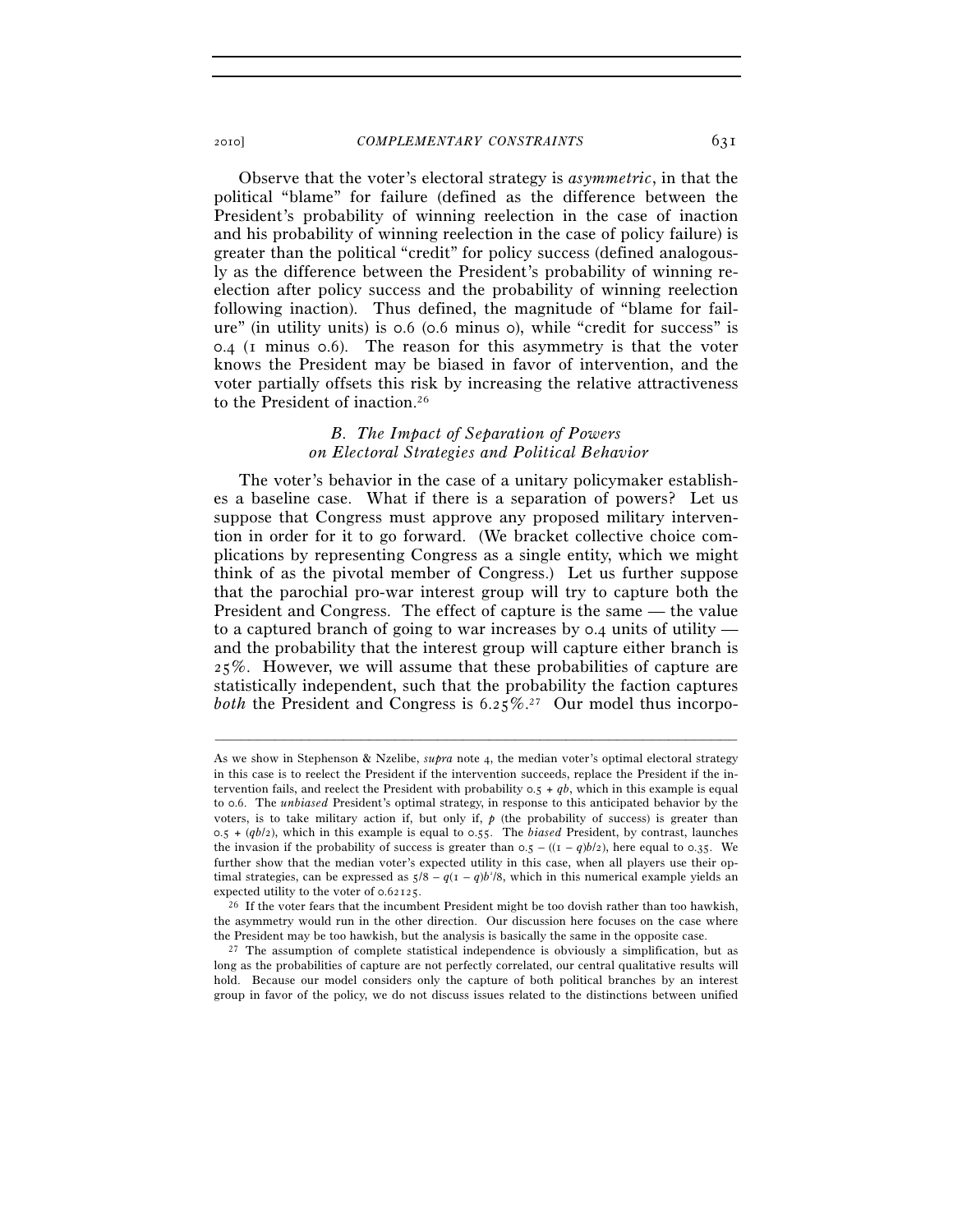Observe that the voter's electoral strategy is *asymmetric*, in that the political "blame" for failure (defined as the difference between the President's probability of winning reelection in the case of inaction and his probability of winning reelection in the case of policy failure) is greater than the political "credit" for policy success (defined analogously as the difference between the President's probability of winning reelection after policy success and the probability of winning reelection following inaction). Thus defined, the magnitude of "blame for failure" (in utility units) is 0.6 (0.6 minus 0), while "credit for success" is 0.4 (1 minus 0.6). The reason for this asymmetry is that the voter knows the President may be biased in favor of intervention, and the voter partially offsets this risk by increasing the relative attractiveness to the President of inaction.[26]

### *B. The Impact of Separation of Powers on Electoral Strategies and Political Behavior*

The voter's behavior in the case of a unitary policymaker establishes a baseline case. What if there is a separation of powers? Let us suppose that Congress must approve any proposed military intervention in order for it to go forward. (We bracket collective choice complications by representing Congress as a single entity, which we might think of as the pivotal member of Congress.) Let us further suppose that the parochial pro-war interest group will try to capture both the President and Congress. The effect of capture is the same — the value to a captured branch of going to war increases by 0.4 units of utility — and the probability that the interest group will capture either branch is 25%. However, we will assume that these probabilities of capture are statistically independent, such that the probability the faction captures *both* the President and Congress is 6.25%.[27] Our model thus incorpo-

---

As we show in Stephenson & Nzelibe, *supra* note 4, the median voter's optimal electoral strategy in this case is to reelect the President if the intervention succeeds, replace the President if the intervention fails, and reelect the President with probability $0.5 + qb$, which in this example is equal to 0.6. The *unbiased* President's optimal strategy, in response to this anticipated behavior by the voters, is to take military action if, but only if, $p$ (the probability of success) is greater than $0.5 + (qb/2)$, which in this example is equal to 0.55. The *biased* President, by contrast, launches the invasion if the probability of success is greater than $0.5 - ((1 - q)b/2)$, here equal to 0.35. We further show that the median voter's expected utility in this case, when all players use their optimal strategies, can be expressed as $5/8 - q(1 - q)b^2/8$, which in this numerical example yields an expected utility to the voter of 0.62125.

[26] If the voter fears that the incumbent President might be too dovish rather than too hawkish, the asymmetry would run in the other direction. Our discussion here focuses on the case where the President may be too hawkish, but the analysis is basically the same in the opposite case.

[27] The assumption of complete statistical independence is obviously a simplification, but as long as the probabilities of capture are not perfectly correlated, our central qualitative results will hold. Because our model considers only the capture of both political branches by an interest group in favor of the policy, we do not discuss issues related to the distinctions between unified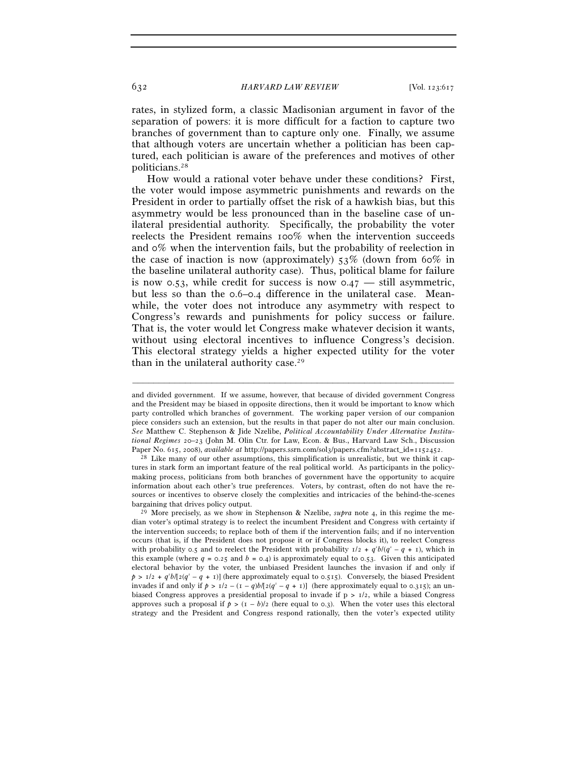rates, in stylized form, a classic Madisonian argument in favor of the separation of powers: it is more difficult for a faction to capture two branches of government than to capture only one. Finally, we assume that although voters are uncertain whether a politician has been captured, each politician is aware of the preferences and motives of other politicians.[28]

How would a rational voter behave under these conditions? First, the voter would impose asymmetric punishments and rewards on the President in order to partially offset the risk of a hawkish bias, but this asymmetry would be less pronounced than in the baseline case of unilateral presidential authority. Specifically, the probability the voter reelects the President remains 100% when the intervention succeeds and 0% when the intervention fails, but the probability of reelection in the case of inaction is now (approximately) 53% (down from 60% in the baseline unilateral authority case). Thus, political blame for failure is now 0.53, while credit for success is now 0.47 — still asymmetric, but less so than the 0.6–0.4 difference in the unilateral case. Meanwhile, the voter does not introduce any asymmetry with respect to Congress's rewards and punishments for policy success or failure. That is, the voter would let Congress make whatever decision it wants, without using electoral incentives to influence Congress's decision. This electoral strategy yields a higher expected utility for the voter than in the unilateral authority case.[29]

---

and divided government. If we assume, however, that because of divided government Congress and the President may be biased in opposite directions, then it would be important to know which party controlled which branches of government. The working paper version of our companion piece considers such an extension, but the results in that paper do not alter our main conclusion. *See* Matthew C. Stephenson & Jide Nzelibe, *Political Accountability Under Alternative Institutional Regimes* 20–23 (John M. Olin Ctr. for Law, Econ. & Bus., Harvard Law Sch., Discussion Paper No. 615, 2008), *available at* http://papers.ssrn.com/sol3/papers.cfm?abstract_id=1152452.

[28] Like many of our other assumptions, this simplification is unrealistic, but we think it captures in stark form an important feature of the real political world. As participants in the policymaking process, politicians from both branches of government have the opportunity to acquire information about each other's true preferences. Voters, by contrast, often do not have the resources or incentives to observe closely the complexities and intricacies of the behind-the-scenes bargaining that drives policy output.

[29] More precisely, as we show in Stephenson & Nzelibe, *supra* note 4, in this regime the median voter's optimal strategy is to reelect the incumbent President and Congress with certainty if the intervention succeeds; to replace both of them if the intervention fails; and if no intervention occurs (that is, if the President does not propose it or if Congress blocks it), to reelect Congress with probability 0.5 and to reelect the President with probability $1/2 + q^2b/(q^2 - q + 1)$, which in this example (where $q = 0.25$ and $b = 0.4$) is approximately equal to 0.53. Given this anticipated electoral behavior by the voter, the unbiased President launches the invasion if and only if $p > 1/2 + q^2b/[2(q^2 - q + 1)]$ (here approximately equal to 0.515). Conversely, the biased President invades if and only if $p > 1/2 - (1 - q)b/[2(q^2 - q + 1)]$ (here approximately equal to 0.315); an unbiased Congress approves a presidential proposal to invade if $p > 1/2$, while a biased Congress approves such a proposal if $p > (1 - b)/2$ (here equal to 0.3). When the voter uses this electoral strategy and the President and Congress respond rationally, then the voter's expected utility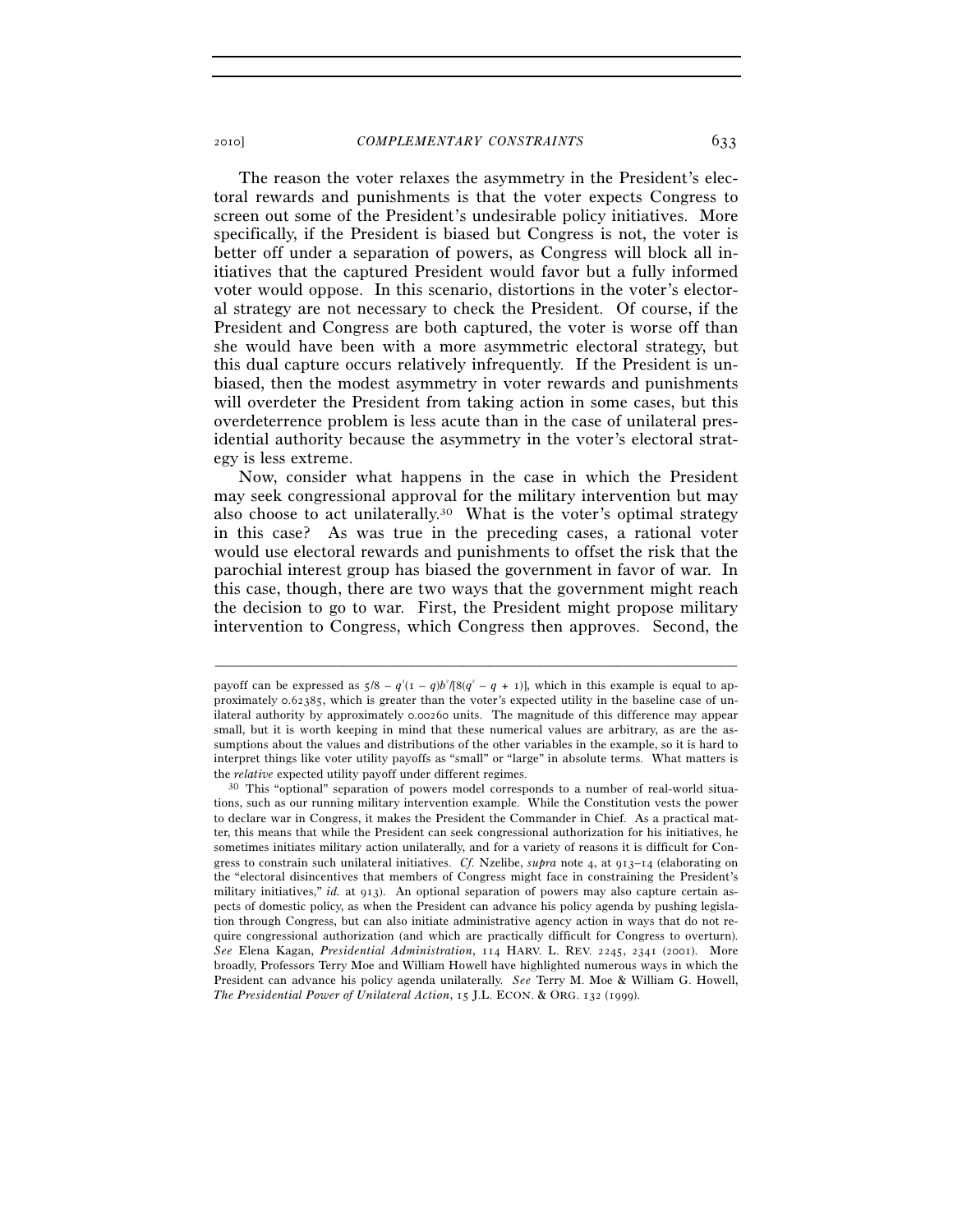The reason the voter relaxes the asymmetry in the President's electoral rewards and punishments is that the voter expects Congress to screen out some of the President's undesirable policy initiatives. More specifically, if the President is biased but Congress is not, the voter is better off under a separation of powers, as Congress will block all initiatives that the captured President would favor but a fully informed voter would oppose. In this scenario, distortions in the voter's electoral strategy are not necessary to check the President. Of course, if the President and Congress are both captured, the voter is worse off than she would have been with a more asymmetric electoral strategy, but this dual capture occurs relatively infrequently. If the President is unbiased, then the modest asymmetry in voter rewards and punishments will overdeter the President from taking action in some cases, but this overdeterrence problem is less acute than in the case of unilateral presidential authority because the asymmetry in the voter's electoral strategy is less extreme.

Now, consider what happens in the case in which the President may seek congressional approval for the military intervention but may also choose to act unilaterally.[30] What is the voter's optimal strategy in this case? As was true in the preceding cases, a rational voter would use electoral rewards and punishments to offset the risk that the parochial interest group has biased the government in favor of war. In this case, though, there are two ways that the government might reach the decision to go to war. First, the President might propose military intervention to Congress, which Congress then approves. Second, the

---

payoff can be expressed as $5/8 - q^2(1 - q)b^2/[8(q^2 - q + 1)]$, which in this example is equal to approximately 0.62385, which is greater than the voter's expected utility in the baseline case of unilateral authority by approximately 0.00260 units. The magnitude of this difference may appear small, but it is worth keeping in mind that these numerical values are arbitrary, as are the assumptions about the values and distributions of the other variables in the example, so it is hard to interpret things like voter utility payoffs as "small" or "large" in absolute terms. What matters is the *relative* expected utility payoff under different regimes.

[30] This "optional" separation of powers model corresponds to a number of real-world situations, such as our running military intervention example. While the Constitution vests the power to declare war in Congress, it makes the President the Commander in Chief. As a practical matter, this means that while the President can seek congressional authorization for his initiatives, he sometimes initiates military action unilaterally, and for a variety of reasons it is difficult for Congress to constrain such unilateral initiatives. *Cf.* Nzelibe, *supra* note 4, at 913–14 (elaborating on the "electoral disincentives that members of Congress might face in constraining the President's military initiatives," *id.* at 913). An optional separation of powers may also capture certain aspects of domestic policy, as when the President can advance his policy agenda by pushing legislation through Congress, but can also initiate administrative agency action in ways that do not require congressional authorization (and which are practically difficult for Congress to overturn). *See* Elena Kagan, *Presidential Administration*, 114 HARV. L. REV. 2245, 2341 (2001). More broadly, Professors Terry Moe and William Howell have highlighted numerous ways in which the President can advance his policy agenda unilaterally. *See* Terry M. Moe & William G. Howell, *The Presidential Power of Unilateral Action*, 15 J.L. ECON. & ORG. 132 (1999).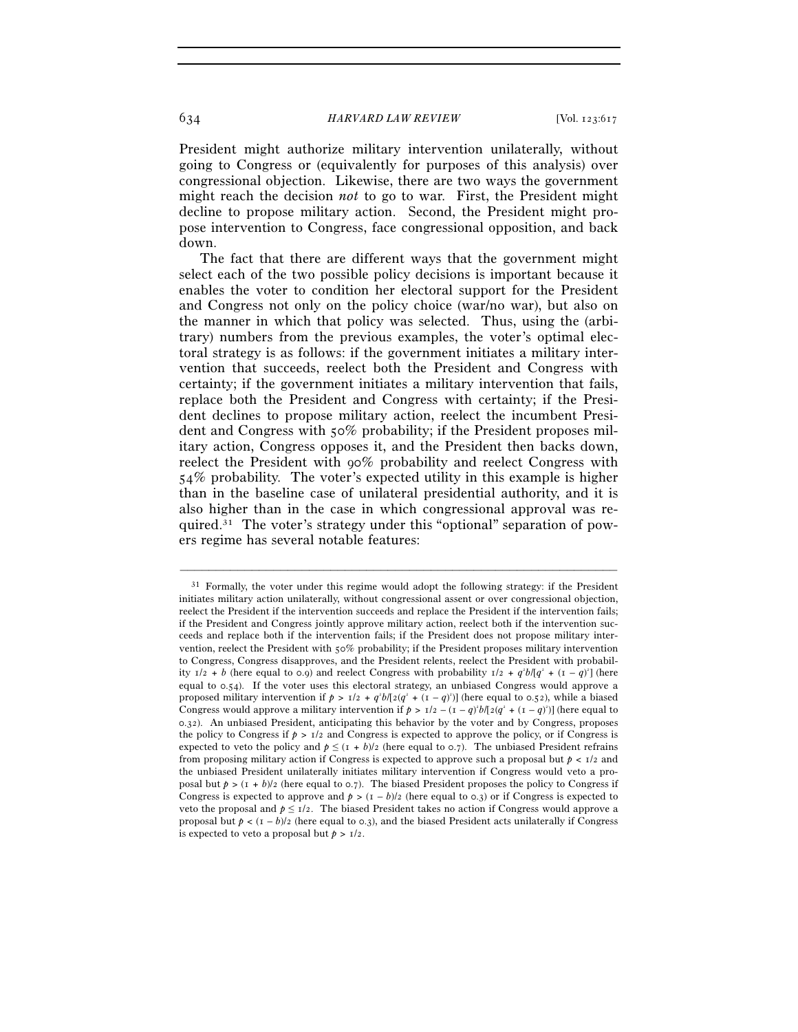President might authorize military intervention unilaterally, without going to Congress or (equivalently for purposes of this analysis) over congressional objection. Likewise, there are two ways the government might reach the decision *not* to go to war. First, the President might decline to propose military action. Second, the President might propose intervention to Congress, face congressional opposition, and back down.

The fact that there are different ways that the government might select each of the two possible policy decisions is important because it enables the voter to condition her electoral support for the President and Congress not only on the policy choice (war/no war), but also on the manner in which that policy was selected. Thus, using the (arbitrary) numbers from the previous examples, the voter's optimal electoral strategy is as follows: if the government initiates a military intervention that succeeds, reelect both the President and Congress with certainty; if the government initiates a military intervention that fails, replace both the President and Congress with certainty; if the President declines to propose military action, reelect the incumbent President and Congress with 50% probability; if the President proposes military action, Congress opposes it, and the President then backs down, reelect the President with 90% probability and reelect Congress with 54% probability. The voter's expected utility in this example is higher than in the baseline case of unilateral presidential authority, and it is also higher than in the case in which congressional approval was required.[31] The voter's strategy under this "optional" separation of powers regime has several notable features:

---

[31] Formally, the voter under this regime would adopt the following strategy: if the President initiates military action unilaterally, without congressional assent or over congressional objection, reelect the President if the intervention succeeds and replace the President if the intervention fails; if the President and Congress jointly approve military action, reelect both if the intervention succeeds and replace both if the intervention fails; if the President does not propose military intervention, reelect the President with 50% probability; if the President proposes military intervention to Congress, Congress disapproves, and the President relents, reelect the President with probability $1/2 + b$ (here equal to 0.9) and reelect Congress with probability $1/2 + q^2b/[q^2 + (1 - q)^2]$ (here equal to 0.54). If the voter uses this electoral strategy, an unbiased Congress would approve a proposed military intervention if $p > 1/2 + q^2b/[2(q^2 + (1 - q)^2)]$ (here equal to 0.52), while a biased Congress would approve a military intervention if $p > 1/2 - (1 - q)^2b/[2(q^2 + (1 - q)^2)]$ (here equal to 0.32). An unbiased President, anticipating this behavior by the voter and by Congress, proposes the policy to Congress if $p > 1/2$ and Congress is expected to approve the policy, or if Congress is expected to veto the policy and $p \leq (1 + b)/2$ (here equal to 0.7). The unbiased President refrains from proposing military action if Congress is expected to approve such a proposal but $p < 1/2$ and the unbiased President unilaterally initiates military intervention if Congress would veto a proposal but $p > (1 + b)/2$ (here equal to 0.7). The biased President proposes the policy to Congress if Congress is expected to approve and $p > (1 - b)/2$ (here equal to 0.3) or if Congress is expected to veto the proposal and $p \leq 1/2$. The biased President takes no action if Congress would approve a proposal but $p < (1 - b)/2$ (here equal to 0.3), and the biased President acts unilaterally if Congress is expected to veto a proposal but $p > 1/2$.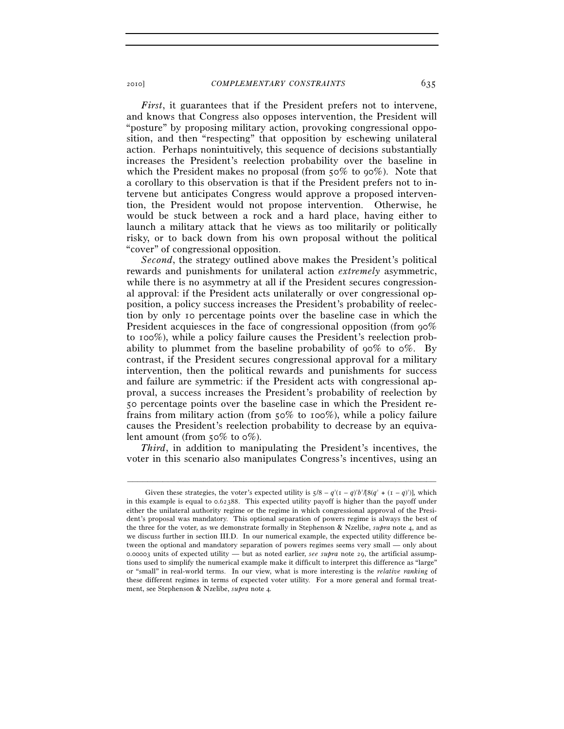*First*, it guarantees that if the President prefers not to intervene, and knows that Congress also opposes intervention, the President will "posture" by proposing military action, provoking congressional opposition, and then "respecting" that opposition by eschewing unilateral action. Perhaps nonintuitively, this sequence of decisions substantially increases the President's reelection probability over the baseline in which the President makes no proposal (from 50% to 90%). Note that a corollary to this observation is that if the President prefers not to intervene but anticipates Congress would approve a proposed intervention, the President would not propose intervention. Otherwise, he would be stuck between a rock and a hard place, having either to launch a military attack that he views as too militarily or politically risky, or to back down from his own proposal without the political "cover" of congressional opposition.

*Second*, the strategy outlined above makes the President's political rewards and punishments for unilateral action *extremely* asymmetric, while there is no asymmetry at all if the President secures congressional approval: if the President acts unilaterally or over congressional opposition, a policy success increases the President's probability of reelection by only 10 percentage points over the baseline case in which the President acquiesces in the face of congressional opposition (from 90% to 100%), while a policy failure causes the President's reelection probability to plummet from the baseline probability of 90% to 0%. By contrast, if the President secures congressional approval for a military intervention, then the political rewards and punishments for success and failure are symmetric: if the President acts with congressional approval, a success increases the President's probability of reelection by 50 percentage points over the baseline case in which the President refrains from military action (from 50% to 100%), while a policy failure causes the President's reelection probability to decrease by an equivalent amount (from 50% to 0%).

*Third*, in addition to manipulating the President's incentives, the voter in this scenario also manipulates Congress's incentives, using an

---

Given these strategies, the voter's expected utility is $5/8 - q^2(1-q)^2b^2/[8(q^2 + (1-q)^2)]$, which in this example is equal to 0.62388. This expected utility payoff is higher than the payoff under either the unilateral authority regime or the regime in which congressional approval of the President's proposal was mandatory. This optional separation of powers regime is always the best of the three for the voter, as we demonstrate formally in Stephenson & Nzelibe, *supra* note 4, and as we discuss further in section III.D. In our numerical example, the expected utility difference between the optional and mandatory separation of powers regime seems very small — only about 0.00003 units of expected utility — but as noted earlier, *see supra* note 29, the artificial assumptions used to simplify the numerical example make it difficult to interpret this difference as "large" or "small" in real-world terms. In our view, what is more interesting is the *relative ranking* of these different regimes in terms of expected voter utility. For a more general and formal treatment, see Stephenson & Nzelibe, *supra* note 4.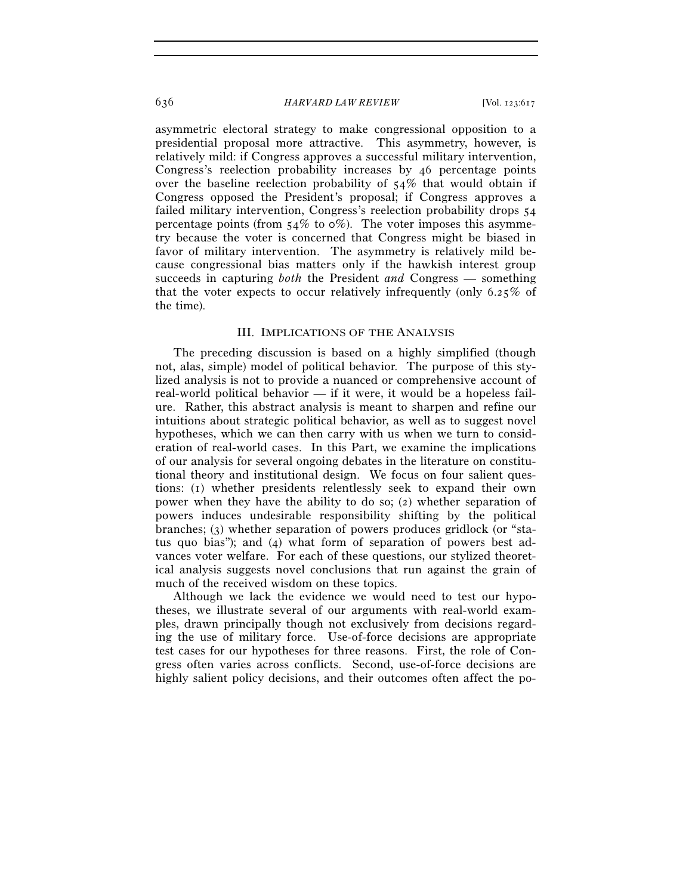asymmetric electoral strategy to make congressional opposition to a presidential proposal more attractive. This asymmetry, however, is relatively mild: if Congress approves a successful military intervention, Congress's reelection probability increases by 46 percentage points over the baseline reelection probability of 54% that would obtain if Congress opposed the President's proposal; if Congress approves a failed military intervention, Congress's reelection probability drops 54 percentage points (from 54% to 0%). The voter imposes this asymmetry because the voter is concerned that Congress might be biased in favor of military intervention. The asymmetry is relatively mild because congressional bias matters only if the hawkish interest group succeeds in capturing *both* the President *and* Congress — something that the voter expects to occur relatively infrequently (only 6.25% of the time).

## III. IMPLICATIONS OF THE ANALYSIS

The preceding discussion is based on a highly simplified (though not, alas, simple) model of political behavior. The purpose of this stylized analysis is not to provide a nuanced or comprehensive account of real-world political behavior — if it were, it would be a hopeless failure. Rather, this abstract analysis is meant to sharpen and refine our intuitions about strategic political behavior, as well as to suggest novel hypotheses, which we can then carry with us when we turn to consideration of real-world cases. In this Part, we examine the implications of our analysis for several ongoing debates in the literature on constitutional theory and institutional design. We focus on four salient questions: (1) whether presidents relentlessly seek to expand their own power when they have the ability to do so; (2) whether separation of powers induces undesirable responsibility shifting by the political branches; (3) whether separation of powers produces gridlock (or "status quo bias"); and (4) what form of separation of powers best advances voter welfare. For each of these questions, our stylized theoretical analysis suggests novel conclusions that run against the grain of much of the received wisdom on these topics.

Although we lack the evidence we would need to test our hypotheses, we illustrate several of our arguments with real-world examples, drawn principally though not exclusively from decisions regarding the use of military force. Use-of-force decisions are appropriate test cases for our hypotheses for three reasons. First, the role of Congress often varies across conflicts. Second, use-of-force decisions are highly salient policy decisions, and their outcomes often affect the po-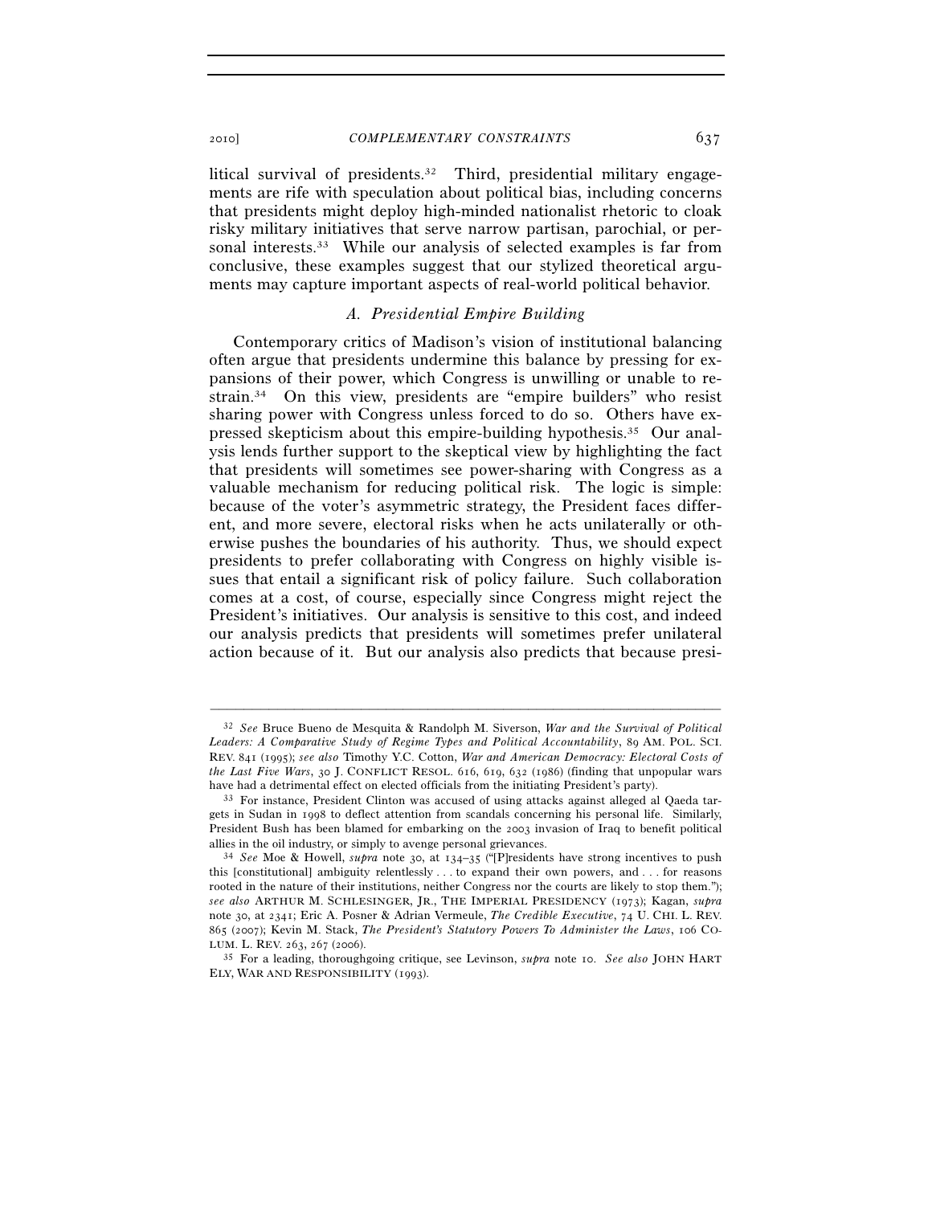litical survival of presidents.[32] Third, presidential military engagements are rife with speculation about political bias, including concerns that presidents might deploy high-minded nationalist rhetoric to cloak risky military initiatives that serve narrow partisan, parochial, or personal interests.[33] While our analysis of selected examples is far from conclusive, these examples suggest that our stylized theoretical arguments may capture important aspects of real-world political behavior.

### *A. Presidential Empire Building*

Contemporary critics of Madison's vision of institutional balancing often argue that presidents undermine this balance by pressing for expansions of their power, which Congress is unwilling or unable to restrain.[34] On this view, presidents are "empire builders" who resist sharing power with Congress unless forced to do so. Others have expressed skepticism about this empire-building hypothesis.[35] Our analysis lends further support to the skeptical view by highlighting the fact that presidents will sometimes see power-sharing with Congress as a valuable mechanism for reducing political risk. The logic is simple: because of the voter's asymmetric strategy, the President faces different, and more severe, electoral risks when he acts unilaterally or otherwise pushes the boundaries of his authority. Thus, we should expect presidents to prefer collaborating with Congress on highly visible issues that entail a significant risk of policy failure. Such collaboration comes at a cost, of course, especially since Congress might reject the President's initiatives. Our analysis is sensitive to this cost, and indeed our analysis predicts that presidents will sometimes prefer unilateral action because of it. But our analysis also predicts that because presi-

---

[32] *See* Bruce Bueno de Mesquita & Randolph M. Siverson, *War and the Survival of Political Leaders: A Comparative Study of Regime Types and Political Accountability*, 89 AM. POL. SCI. REV. 841 (1995); *see also* Timothy Y.C. Cotton, *War and American Democracy: Electoral Costs of the Last Five Wars*, 30 J. CONFLICT RESOL. 616, 619, 632 (1986) (finding that unpopular wars have had a detrimental effect on elected officials from the initiating President's party).

[33] For instance, President Clinton was accused of using attacks against alleged al Qaeda targets in Sudan in 1998 to deflect attention from scandals concerning his personal life. Similarly, President Bush has been blamed for embarking on the 2003 invasion of Iraq to benefit political allies in the oil industry, or simply to avenge personal grievances.

[34] *See* Moe & Howell, *supra* note 30, at 134–35 ("[P]residents have strong incentives to push this [constitutional] ambiguity relentlessly . . . to expand their own powers, and . . . for reasons rooted in the nature of their institutions, neither Congress nor the courts are likely to stop them."); *see also* ARTHUR M. SCHLESINGER, JR., THE IMPERIAL PRESIDENCY (1973); Kagan, *supra* note 30, at 2341; Eric A. Posner & Adrian Vermeule, *The Credible Executive*, 74 U. CHI. L. REV. 865 (2007); Kevin M. Stack, *The President's Statutory Powers To Administer the Laws*, 106 COLUM. L. REV. 263, 267 (2006).

[35] For a leading, thoroughgoing critique, see Levinson, *supra* note 10. *See also* JOHN HART ELY, WAR AND RESPONSIBILITY (1993).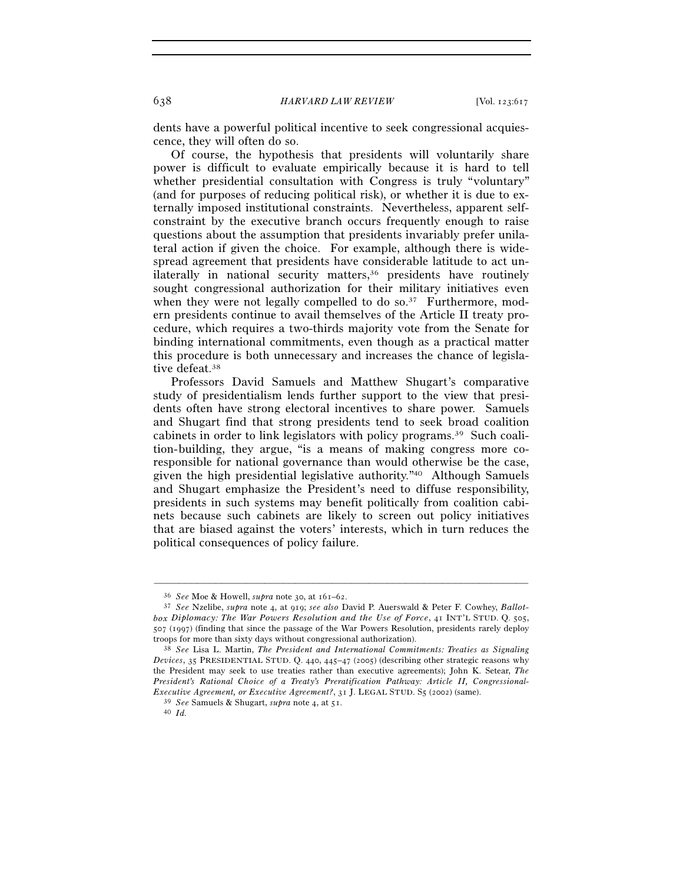dents have a powerful political incentive to seek congressional acquiescence, they will often do so.

Of course, the hypothesis that presidents will voluntarily share power is difficult to evaluate empirically because it is hard to tell whether presidential consultation with Congress is truly "voluntary" (and for purposes of reducing political risk), or whether it is due to externally imposed institutional constraints. Nevertheless, apparent self-constraint by the executive branch occurs frequently enough to raise questions about the assumption that presidents invariably prefer unilateral action if given the choice. For example, although there is widespread agreement that presidents have considerable latitude to act unilaterally in national security matters,[36] presidents have routinely sought congressional authorization for their military initiatives even when they were not legally compelled to do so.[37] Furthermore, modern presidents continue to avail themselves of the Article II treaty procedure, which requires a two-thirds majority vote from the Senate for binding international commitments, even though as a practical matter this procedure is both unnecessary and increases the chance of legislative defeat.[38]

Professors David Samuels and Matthew Shugart's comparative study of presidentialism lends further support to the view that presidents often have strong electoral incentives to share power. Samuels and Shugart find that strong presidents tend to seek broad coalition cabinets in order to link legislators with policy programs.[39] Such coalition-building, they argue, "is a means of making congress more co-responsible for national governance than would otherwise be the case, given the high presidential legislative authority."[40] Although Samuels and Shugart emphasize the President's need to diffuse responsibility, presidents in such systems may benefit politically from coalition cabinets because such cabinets are likely to screen out policy initiatives that are biased against the voters' interests, which in turn reduces the political consequences of policy failure.

---

[36] *See* Moe & Howell, *supra* note 30, at 161–62.

[37] *See* Nzelibe, *supra* note 4, at 919; *see also* David P. Auerswald & Peter F. Cowhey, *Ballotbox Diplomacy: The War Powers Resolution and the Use of Force*, 41 INT'L STUD. Q. 505, 507 (1997) (finding that since the passage of the War Powers Resolution, presidents rarely deploy troops for more than sixty days without congressional authorization).

[38] *See* Lisa L. Martin, *The President and International Commitments: Treaties as Signaling Devices*, 35 PRESIDENTIAL STUD. Q. 440, 445–47 (2005) (describing other strategic reasons why the President may seek to use treaties rather than executive agreements); John K. Setear, *The President's Rational Choice of a Treaty's Preratification Pathway: Article II, Congressional-Executive Agreement, or Executive Agreement?*, 31 J. LEGAL STUD. S5 (2002) (same).

[39] *See* Samuels & Shugart, *supra* note 4, at 51.

[40] *Id.*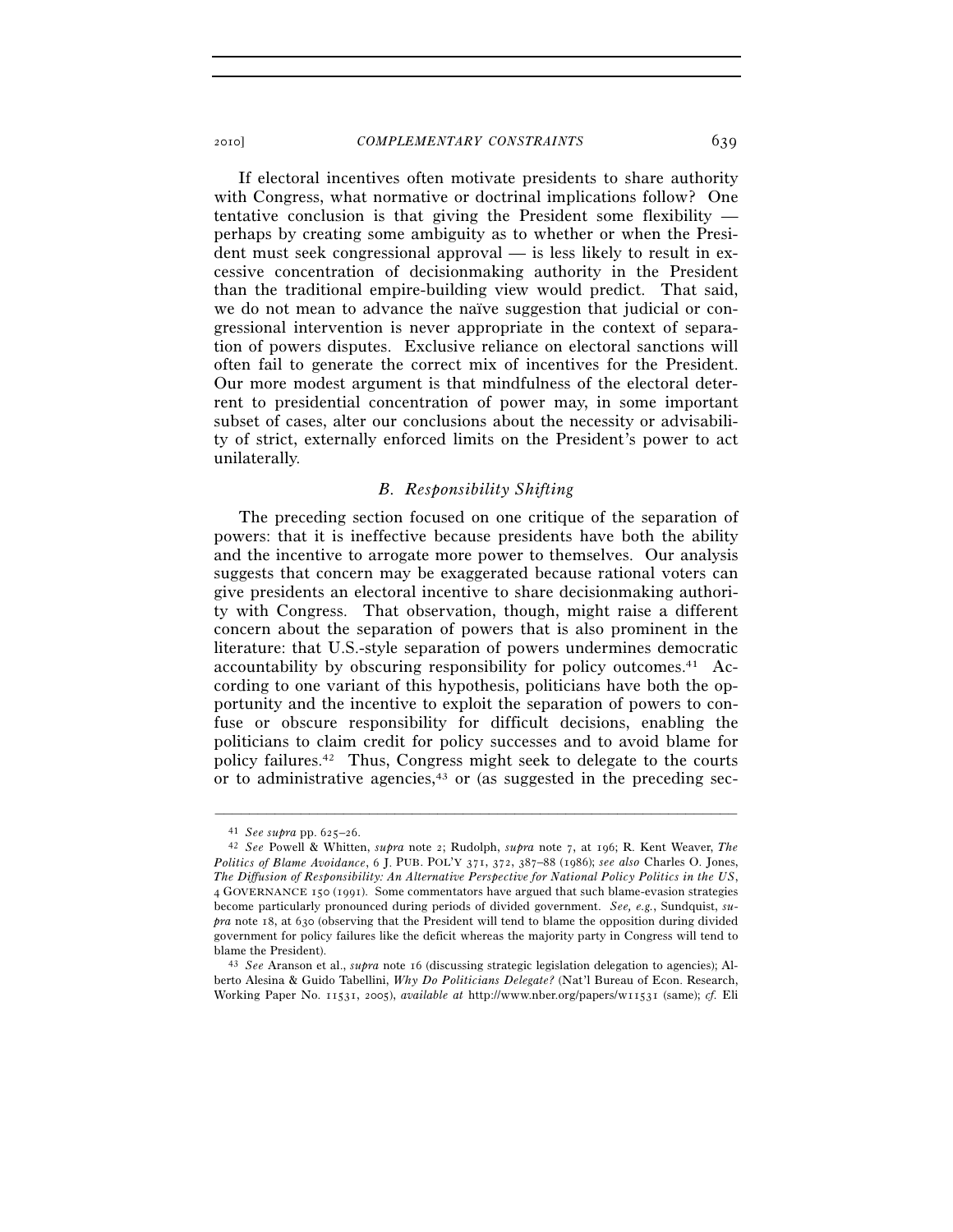If electoral incentives often motivate presidents to share authority with Congress, what normative or doctrinal implications follow? One tentative conclusion is that giving the President some flexibility — perhaps by creating some ambiguity as to whether or when the President must seek congressional approval — is less likely to result in excessive concentration of decisionmaking authority in the President than the traditional empire-building view would predict. That said, we do not mean to advance the naïve suggestion that judicial or congressional intervention is never appropriate in the context of separation of powers disputes. Exclusive reliance on electoral sanctions will often fail to generate the correct mix of incentives for the President. Our more modest argument is that mindfulness of the electoral deterrent to presidential concentration of power may, in some important subset of cases, alter our conclusions about the necessity or advisability of strict, externally enforced limits on the President's power to act unilaterally.

### *B. Responsibility Shifting*

The preceding section focused on one critique of the separation of powers: that it is ineffective because presidents have both the ability and the incentive to arrogate more power to themselves. Our analysis suggests that concern may be exaggerated because rational voters can give presidents an electoral incentive to share decisionmaking authority with Congress. That observation, though, might raise a different concern about the separation of powers that is also prominent in the literature: that U.S.-style separation of powers undermines democratic accountability by obscuring responsibility for policy outcomes.[41] According to one variant of this hypothesis, politicians have both the opportunity and the incentive to exploit the separation of powers to confuse or obscure responsibility for difficult decisions, enabling the politicians to claim credit for policy successes and to avoid blame for policy failures.[42] Thus, Congress might seek to delegate to the courts or to administrative agencies,[43] or (as suggested in the preceding sec-

---

[41] *See supra* pp. 625–26.

[42] *See* Powell & Whitten, *supra* note 2; Rudolph, *supra* note 7, at 196; R. Kent Weaver, *The Politics of Blame Avoidance*, 6 J. PUB. POL'Y 371, 372, 387–88 (1986); *see also* Charles O. Jones, *The Diffusion of Responsibility: An Alternative Perspective for National Policy Politics in the US*, 4 GOVERNANCE 150 (1991). Some commentators have argued that such blame-evasion strategies become particularly pronounced during periods of divided government. *See, e.g.*, Sundquist, *supra* note 18, at 630 (observing that the President will tend to blame the opposition during divided government for policy failures like the deficit whereas the majority party in Congress will tend to blame the President).

[43] *See* Aranson et al., *supra* note 16 (discussing strategic legislation delegation to agencies); Alberto Alesina & Guido Tabellini, *Why Do Politicians Delegate?* (Nat'l Bureau of Econ. Research, Working Paper No. 11531, 2005), *available at* http://www.nber.org/papers/w11531 (same); *cf.* Eli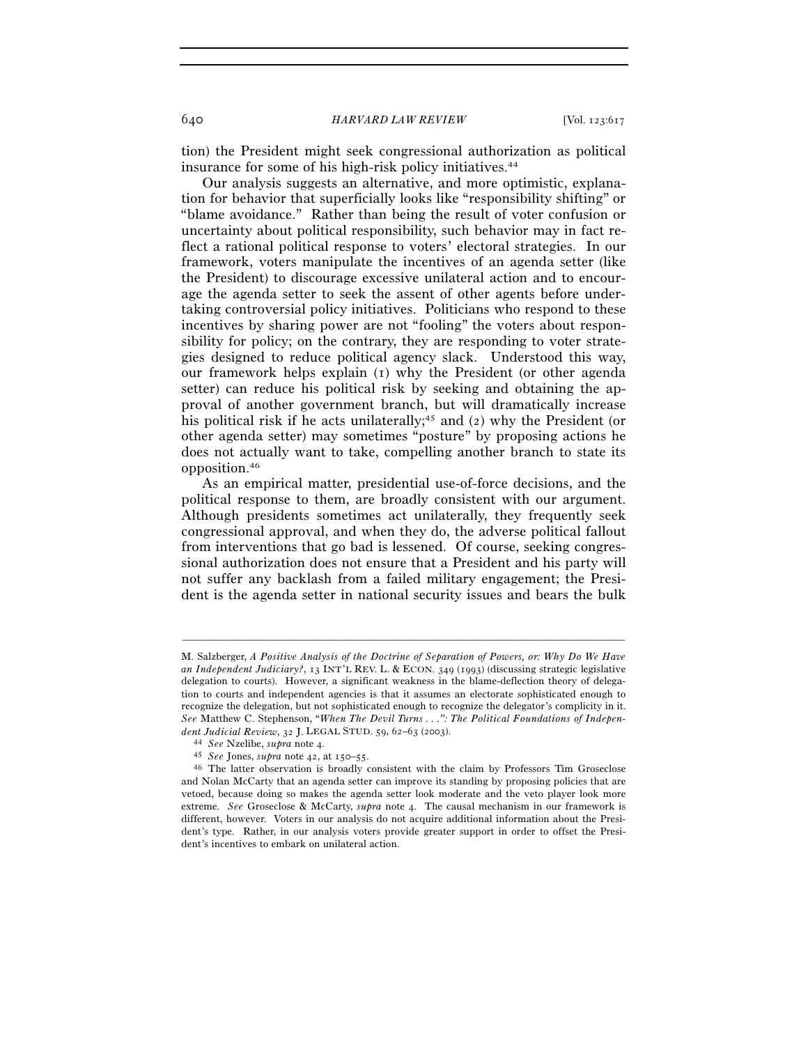tion) the President might seek congressional authorization as political insurance for some of his high-risk policy initiatives.[44]

Our analysis suggests an alternative, and more optimistic, explanation for behavior that superficially looks like "responsibility shifting" or "blame avoidance." Rather than being the result of voter confusion or uncertainty about political responsibility, such behavior may in fact reflect a rational political response to voters' electoral strategies. In our framework, voters manipulate the incentives of an agenda setter (like the President) to discourage excessive unilateral action and to encourage the agenda setter to seek the assent of other agents before undertaking controversial policy initiatives. Politicians who respond to these incentives by sharing power are not "fooling" the voters about responsibility for policy; on the contrary, they are responding to voter strategies designed to reduce political agency slack. Understood this way, our framework helps explain (1) why the President (or other agenda setter) can reduce his political risk by seeking and obtaining the approval of another government branch, but will dramatically increase his political risk if he acts unilaterally;[45] and (2) why the President (or other agenda setter) may sometimes "posture" by proposing actions he does not actually want to take, compelling another branch to state its opposition.[46]

As an empirical matter, presidential use-of-force decisions, and the political response to them, are broadly consistent with our argument. Although presidents sometimes act unilaterally, they frequently seek congressional approval, and when they do, the adverse political fallout from interventions that go bad is lessened. Of course, seeking congressional authorization does not ensure that a President and his party will not suffer any backlash from a failed military engagement; the President is the agenda setter in national security issues and bears the bulk

---

M. Salzberger, *A Positive Analysis of the Doctrine of Separation of Powers, or: Why Do We Have an Independent Judiciary?*, 13 INT'L REV. L. & ECON. 349 (1993) (discussing strategic legislative delegation to courts). However, a significant weakness in the blame-deflection theory of delegation to courts and independent agencies is that it assumes an electorate sophisticated enough to recognize the delegation, but not sophisticated enough to recognize the delegator's complicity in it. *See* Matthew C. Stephenson, "*When The Devil Turns . . .": The Political Foundations of Independent Judicial Review*, 32 J. LEGAL STUD. 59, 62–63 (2003).

[44] *See* Nzelibe, *supra* note 4.

[45] *See* Jones, *supra* note 42, at 150–55.

[46] The latter observation is broadly consistent with the claim by Professors Tim Groseclose and Nolan McCarty that an agenda setter can improve its standing by proposing policies that are vetoed, because doing so makes the agenda setter look moderate and the veto player look more extreme. *See* Groseclose & McCarty, *supra* note 4. The causal mechanism in our framework is different, however. Voters in our analysis do not acquire additional information about the President's type. Rather, in our analysis voters provide greater support in order to offset the President's incentives to embark on unilateral action.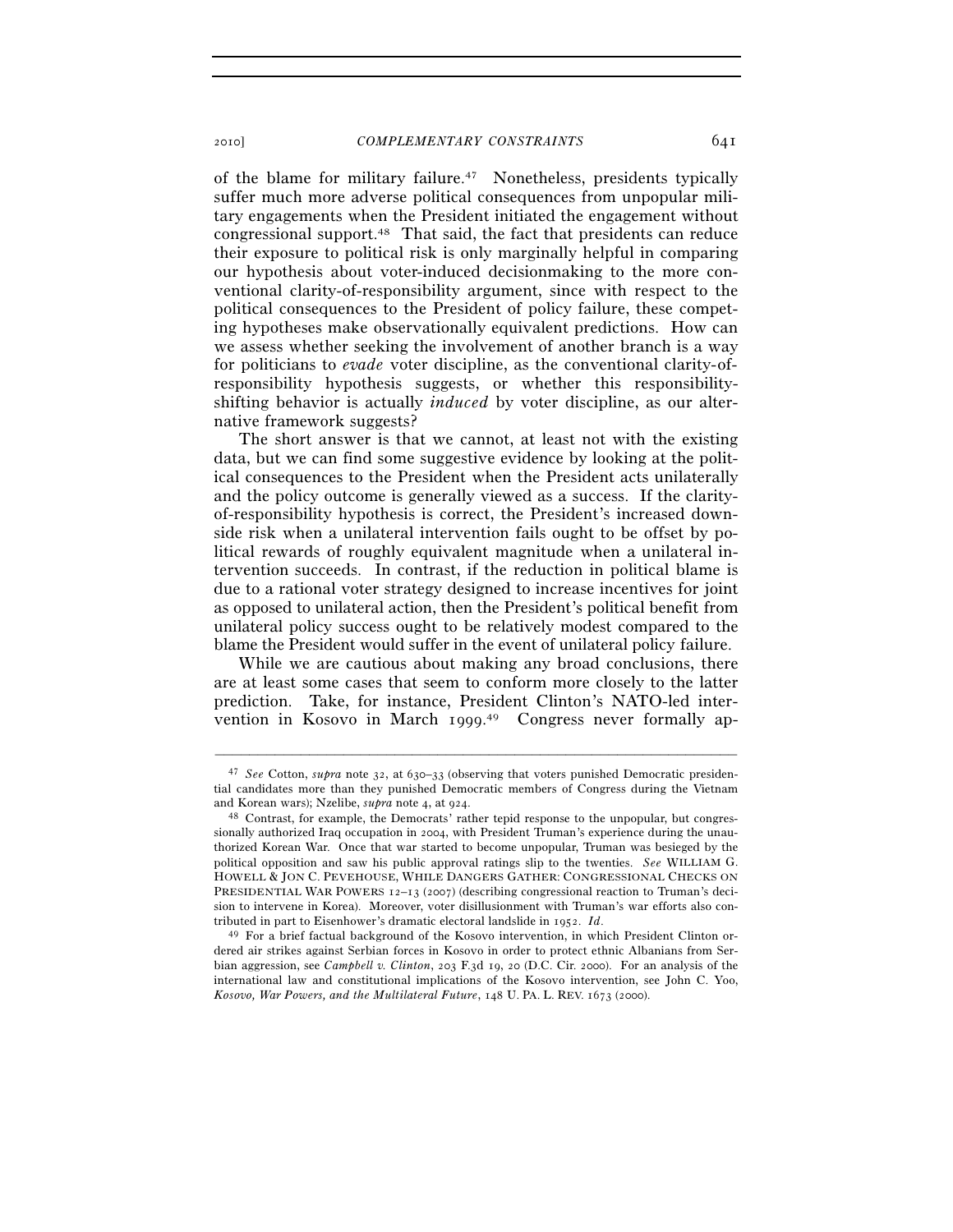of the blame for military failure.[47] Nonetheless, presidents typically suffer much more adverse political consequences from unpopular military engagements when the President initiated the engagement without congressional support.[48] That said, the fact that presidents can reduce their exposure to political risk is only marginally helpful in comparing our hypothesis about voter-induced decisionmaking to the more conventional clarity-of-responsibility argument, since with respect to the political consequences to the President of policy failure, these competing hypotheses make observationally equivalent predictions. How can we assess whether seeking the involvement of another branch is a way for politicians to *evade* voter discipline, as the conventional clarity-of-responsibility hypothesis suggests, or whether this responsibility-shifting behavior is actually *induced* by voter discipline, as our alternative framework suggests?

The short answer is that we cannot, at least not with the existing data, but we can find some suggestive evidence by looking at the political consequences to the President when the President acts unilaterally and the policy outcome is generally viewed as a success. If the clarity-of-responsibility hypothesis is correct, the President's increased downside risk when a unilateral intervention fails ought to be offset by political rewards of roughly equivalent magnitude when a unilateral intervention succeeds. In contrast, if the reduction in political blame is due to a rational voter strategy designed to increase incentives for joint as opposed to unilateral action, then the President's political benefit from unilateral policy success ought to be relatively modest compared to the blame the President would suffer in the event of unilateral policy failure.

While we are cautious about making any broad conclusions, there are at least some cases that seem to conform more closely to the latter prediction. Take, for instance, President Clinton's NATO-led intervention in Kosovo in March 1999.[49] Congress never formally ap-

---

[47] *See* Cotton, *supra* note 32, at 630–33 (observing that voters punished Democratic presidential candidates more than they punished Democratic members of Congress during the Vietnam and Korean wars); Nzelibe, *supra* note 4, at 924.

[48] Contrast, for example, the Democrats' rather tepid response to the unpopular, but congressionally authorized Iraq occupation in 2004, with President Truman's experience during the unauthorized Korean War. Once that war started to become unpopular, Truman was besieged by the political opposition and saw his public approval ratings slip to the twenties. *See* WILLIAM G. HOWELL & JON C. PEVEHOUSE, WHILE DANGERS GATHER: CONGRESSIONAL CHECKS ON PRESIDENTIAL WAR POWERS 12–13 (2007) (describing congressional reaction to Truman's decision to intervene in Korea). Moreover, voter disillusionment with Truman's war efforts also contributed in part to Eisenhower's dramatic electoral landslide in 1952. *Id*.

[49] For a brief factual background of the Kosovo intervention, in which President Clinton ordered air strikes against Serbian forces in Kosovo in order to protect ethnic Albanians from Serbian aggression, see *Campbell v. Clinton*, 203 F.3d 19, 20 (D.C. Cir. 2000). For an analysis of the international law and constitutional implications of the Kosovo intervention, see John C. Yoo, *Kosovo, War Powers, and the Multilateral Future*, 148 U. PA. L. REV. 1673 (2000).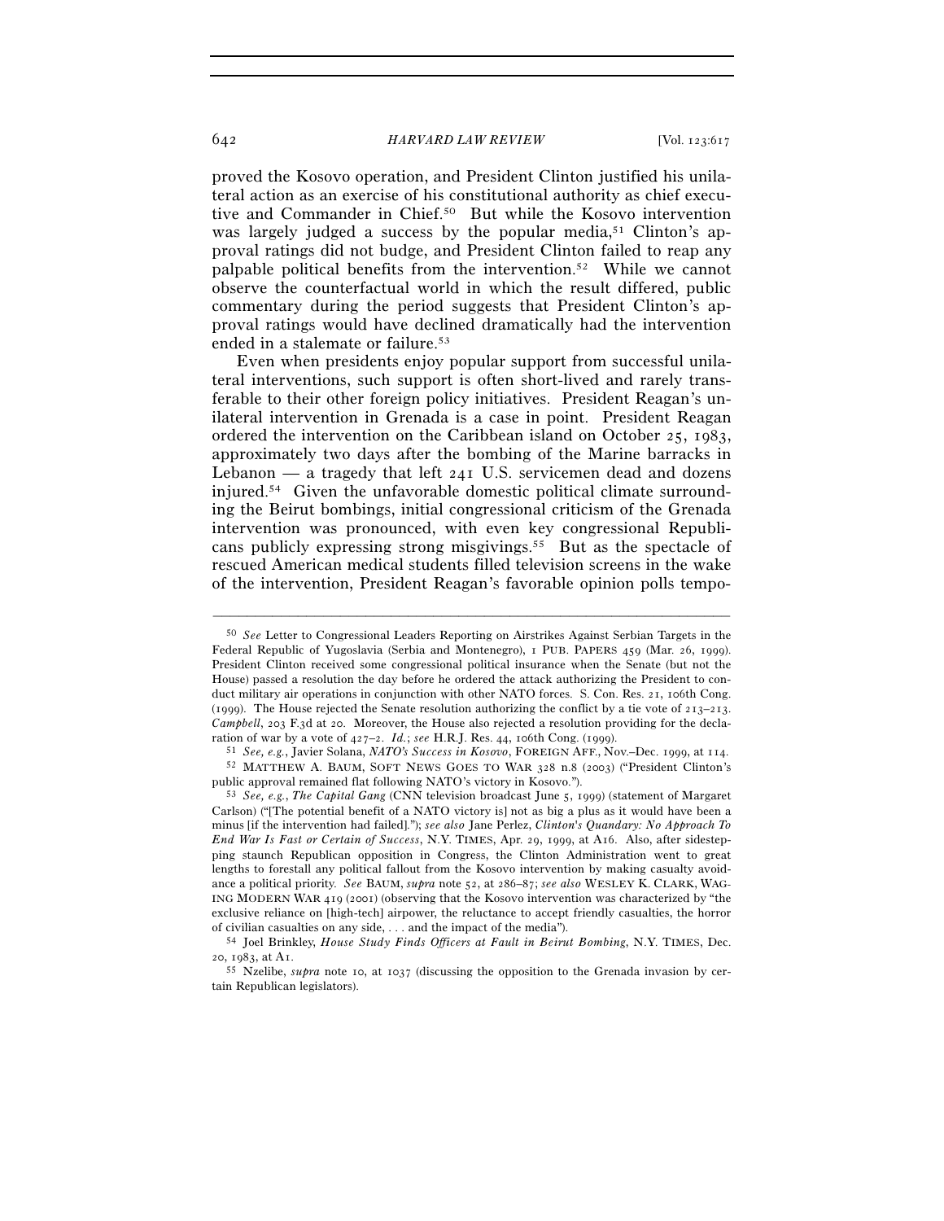proved the Kosovo operation, and President Clinton justified his unilateral action as an exercise of his constitutional authority as chief executive and Commander in Chief.[50] But while the Kosovo intervention was largely judged a success by the popular media,[51] Clinton's approval ratings did not budge, and President Clinton failed to reap any palpable political benefits from the intervention.[52] While we cannot observe the counterfactual world in which the result differed, public commentary during the period suggests that President Clinton's approval ratings would have declined dramatically had the intervention ended in a stalemate or failure.[53]

Even when presidents enjoy popular support from successful unilateral interventions, such support is often short-lived and rarely transferable to their other foreign policy initiatives. President Reagan's unilateral intervention in Grenada is a case in point. President Reagan ordered the intervention on the Caribbean island on October 25, 1983, approximately two days after the bombing of the Marine barracks in Lebanon — a tragedy that left 241 U.S. servicemen dead and dozens injured.[54] Given the unfavorable domestic political climate surrounding the Beirut bombings, initial congressional criticism of the Grenada intervention was pronounced, with even key congressional Republicans publicly expressing strong misgivings.[55] But as the spectacle of rescued American medical students filled television screens in the wake of the intervention, President Reagan's favorable opinion polls tempo-

---

[50] *See* Letter to Congressional Leaders Reporting on Airstrikes Against Serbian Targets in the Federal Republic of Yugoslavia (Serbia and Montenegro), 1 PUB. PAPERS 459 (Mar. 26, 1999). President Clinton received some congressional political insurance when the Senate (but not the House) passed a resolution the day before he ordered the attack authorizing the President to conduct military air operations in conjunction with other NATO forces. S. Con. Res. 21, 106th Cong. (1999). The House rejected the Senate resolution authorizing the conflict by a tie vote of 213–213. *Campbell*, 203 F.3d at 20. Moreover, the House also rejected a resolution providing for the declaration of war by a vote of 427–2. *Id.*; *see* H.R.J. Res. 44, 106th Cong. (1999).

[51] *See, e.g.*, Javier Solana, *NATO's Success in Kosovo*, FOREIGN AFF., Nov.–Dec. 1999, at 114.

[52] MATTHEW A. BAUM, SOFT NEWS GOES TO WAR 328 n.8 (2003) ("President Clinton's public approval remained flat following NATO's victory in Kosovo.").

[53] *See, e.g.*, *The Capital Gang* (CNN television broadcast June 5, 1999) (statement of Margaret Carlson) ("[The potential benefit of a NATO victory is] not as big a plus as it would have been a minus [if the intervention had failed]."); *see also* Jane Perlez, *Clinton's Quandary: No Approach To End War Is Fast or Certain of Success*, N.Y. TIMES, Apr. 29, 1999, at A16. Also, after sidestepping staunch Republican opposition in Congress, the Clinton Administration went to great lengths to forestall any political fallout from the Kosovo intervention by making casualty avoidance a political priority. *See* BAUM, *supra* note 52, at 286–87; *see also* WESLEY K. CLARK, WAGING MODERN WAR 419 (2001) (observing that the Kosovo intervention was characterized by "the exclusive reliance on [high-tech] airpower, the reluctance to accept friendly casualties, the horror of civilian casualties on any side, . . . and the impact of the media").

[54] Joel Brinkley, *House Study Finds Officers at Fault in Beirut Bombing*, N.Y. TIMES, Dec. 20, 1983, at A1.

[55] Nzelibe, *supra* note 10, at 1037 (discussing the opposition to the Grenada invasion by certain Republican legislators).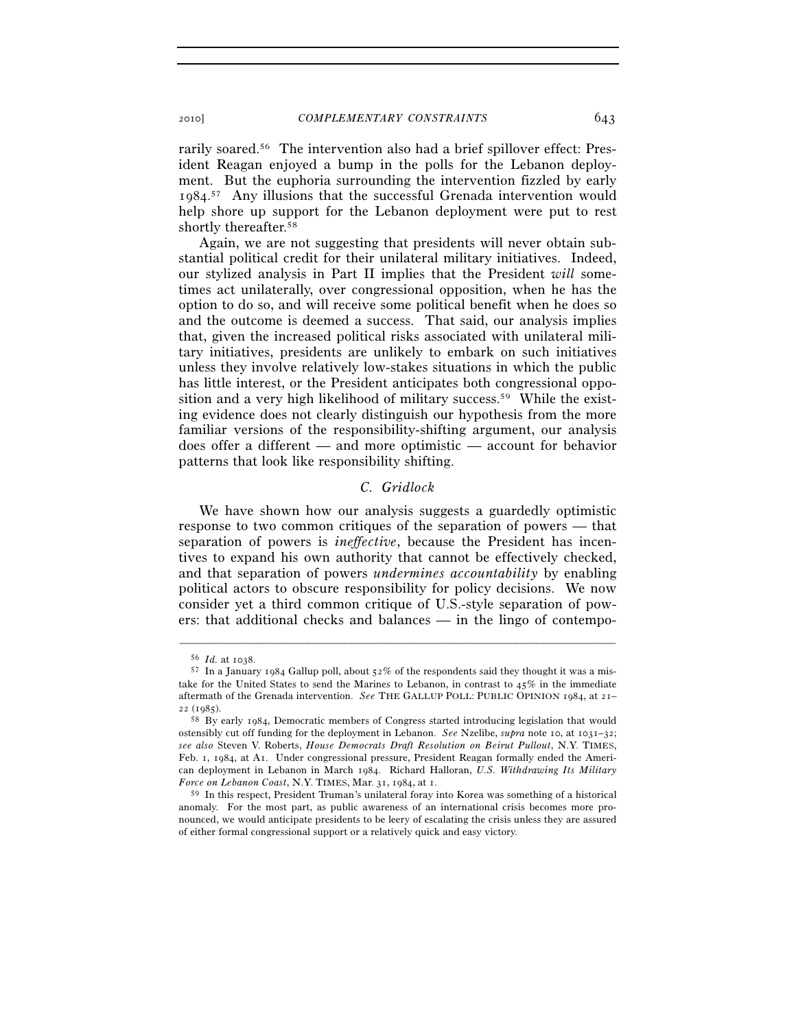rarily soared.[56] The intervention also had a brief spillover effect: President Reagan enjoyed a bump in the polls for the Lebanon deployment. But the euphoria surrounding the intervention fizzled by early 1984.[57] Any illusions that the successful Grenada intervention would help shore up support for the Lebanon deployment were put to rest shortly thereafter.[58]

Again, we are not suggesting that presidents will never obtain substantial political credit for their unilateral military initiatives. Indeed, our stylized analysis in Part II implies that the President *will* sometimes act unilaterally, over congressional opposition, when he has the option to do so, and will receive some political benefit when he does so and the outcome is deemed a success. That said, our analysis implies that, given the increased political risks associated with unilateral military initiatives, presidents are unlikely to embark on such initiatives unless they involve relatively low-stakes situations in which the public has little interest, or the President anticipates both congressional opposition and a very high likelihood of military success.[59] While the existing evidence does not clearly distinguish our hypothesis from the more familiar versions of the responsibility-shifting argument, our analysis does offer a different — and more optimistic — account for behavior patterns that look like responsibility shifting.

### *C. Gridlock*

We have shown how our analysis suggests a guardedly optimistic response to two common critiques of the separation of powers — that separation of powers is *ineffective*, because the President has incentives to expand his own authority that cannot be effectively checked, and that separation of powers *undermines accountability* by enabling political actors to obscure responsibility for policy decisions. We now consider yet a third common critique of U.S.-style separation of powers: that additional checks and balances — in the lingo of contempo-

---

[56] *Id.* at 1038.

[57] In a January 1984 Gallup poll, about 52% of the respondents said they thought it was a mistake for the United States to send the Marines to Lebanon, in contrast to 45% in the immediate aftermath of the Grenada intervention. *See* THE GALLUP POLL: PUBLIC OPINION 1984, at 21–22 (1985).

[58] By early 1984, Democratic members of Congress started introducing legislation that would ostensibly cut off funding for the deployment in Lebanon. *See* Nzelibe, *supra* note 10, at 1031–32; *see also* Steven V. Roberts, *House Democrats Draft Resolution on Beirut Pullout*, N.Y. TIMES, Feb. 1, 1984, at A1. Under congressional pressure, President Reagan formally ended the American deployment in Lebanon in March 1984. Richard Halloran, *U.S. Withdrawing Its Military Force on Lebanon Coast*, N.Y. TIMES, Mar. 31, 1984, at 1.

[59] In this respect, President Truman's unilateral foray into Korea was something of a historical anomaly. For the most part, as public awareness of an international crisis becomes more pronounced, we would anticipate presidents to be leery of escalating the crisis unless they are assured of either formal congressional support or a relatively quick and easy victory.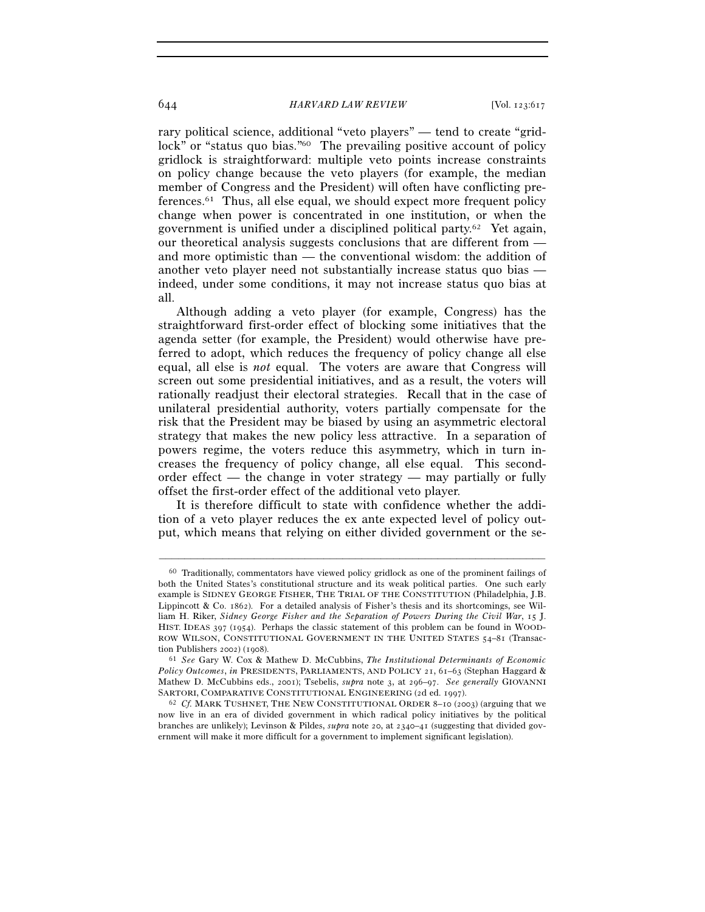rary political science, additional "veto players" — tend to create "gridlock" or "status quo bias."[60] The prevailing positive account of policy gridlock is straightforward: multiple veto points increase constraints on policy change because the veto players (for example, the median member of Congress and the President) will often have conflicting preferences.[61] Thus, all else equal, we should expect more frequent policy change when power is concentrated in one institution, or when the government is unified under a disciplined political party.[62] Yet again, our theoretical analysis suggests conclusions that are different from — and more optimistic than — the conventional wisdom: the addition of another veto player need not substantially increase status quo bias — indeed, under some conditions, it may not increase status quo bias at all.

Although adding a veto player (for example, Congress) has the straightforward first-order effect of blocking some initiatives that the agenda setter (for example, the President) would otherwise have preferred to adopt, which reduces the frequency of policy change all else equal, all else is *not* equal. The voters are aware that Congress will screen out some presidential initiatives, and as a result, the voters will rationally readjust their electoral strategies. Recall that in the case of unilateral presidential authority, voters partially compensate for the risk that the President may be biased by using an asymmetric electoral strategy that makes the new policy less attractive. In a separation of powers regime, the voters reduce this asymmetry, which in turn increases the frequency of policy change, all else equal. This second-order effect — the change in voter strategy — may partially or fully offset the first-order effect of the additional veto player.

It is therefore difficult to state with confidence whether the addition of a veto player reduces the ex ante expected level of policy output, which means that relying on either divided government or the se-

---

[60] Traditionally, commentators have viewed policy gridlock as one of the prominent failings of both the United States's constitutional structure and its weak political parties. One such early example is SIDNEY GEORGE FISHER, THE TRIAL OF THE CONSTITUTION (Philadelphia, J.B. Lippincott & Co. 1862). For a detailed analysis of Fisher's thesis and its shortcomings, see William H. Riker, *Sidney George Fisher and the Separation of Powers During the Civil War*, 15 J. HIST. IDEAS 397 (1954). Perhaps the classic statement of this problem can be found in WOODROW WILSON, CONSTITUTIONAL GOVERNMENT IN THE UNITED STATES 54–81 (Transaction Publishers 2002) (1908).

[61] *See* Gary W. Cox & Mathew D. McCubbins, *The Institutional Determinants of Economic Policy Outcomes*, *in* PRESIDENTS, PARLIAMENTS, AND POLICY 21, 61–63 (Stephan Haggard & Mathew D. McCubbins eds., 2001); Tsebelis, *supra* note 3, at 296–97. *See generally* GIOVANNI SARTORI, COMPARATIVE CONSTITUTIONAL ENGINEERING (2d ed. 1997).

[62] *Cf.* MARK TUSHNET, THE NEW CONSTITUTIONAL ORDER 8–10 (2003) (arguing that we now live in an era of divided government in which radical policy initiatives by the political branches are unlikely); Levinson & Pildes, *supra* note 20, at 2340–41 (suggesting that divided government will make it more difficult for a government to implement significant legislation).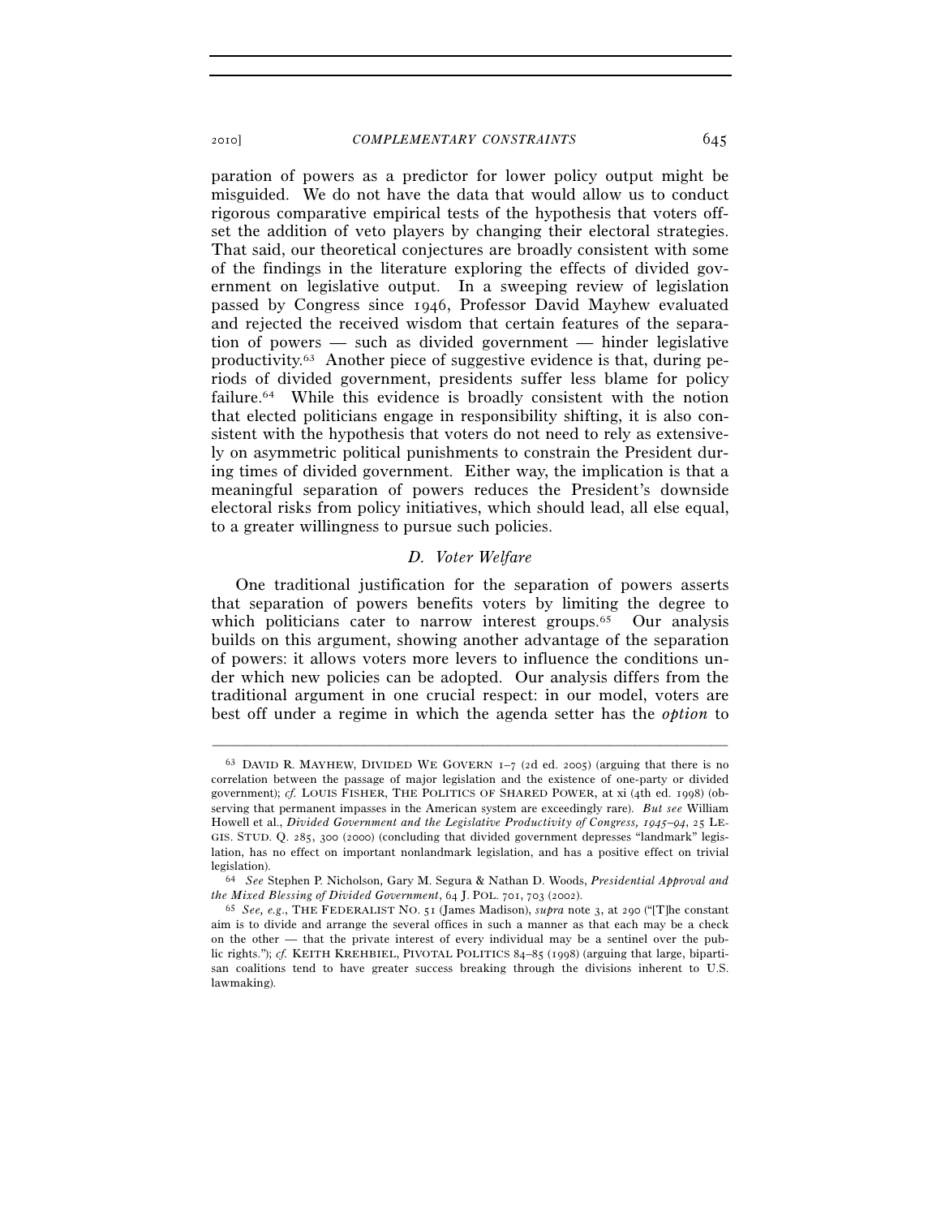paration of powers as a predictor for lower policy output might be misguided. We do not have the data that would allow us to conduct rigorous comparative empirical tests of the hypothesis that voters offset the addition of veto players by changing their electoral strategies. That said, our theoretical conjectures are broadly consistent with some of the findings in the literature exploring the effects of divided government on legislative output. In a sweeping review of legislation passed by Congress since 1946, Professor David Mayhew evaluated and rejected the received wisdom that certain features of the separation of powers — such as divided government — hinder legislative productivity.[63] Another piece of suggestive evidence is that, during periods of divided government, presidents suffer less blame for policy failure.[64] While this evidence is broadly consistent with the notion that elected politicians engage in responsibility shifting, it is also consistent with the hypothesis that voters do not need to rely as extensively on asymmetric political punishments to constrain the President during times of divided government. Either way, the implication is that a meaningful separation of powers reduces the President's downside electoral risks from policy initiatives, which should lead, all else equal, to a greater willingness to pursue such policies.

### *D. Voter Welfare*

One traditional justification for the separation of powers asserts that separation of powers benefits voters by limiting the degree to which politicians cater to narrow interest groups.[65] Our analysis builds on this argument, showing another advantage of the separation of powers: it allows voters more levers to influence the conditions under which new policies can be adopted. Our analysis differs from the traditional argument in one crucial respect: in our model, voters are best off under a regime in which the agenda setter has the *option* to

---

[63] DAVID R. MAYHEW, DIVIDED WE GOVERN 1–7 (2d ed. 2005) (arguing that there is no correlation between the passage of major legislation and the existence of one-party or divided government); *cf.* LOUIS FISHER, THE POLITICS OF SHARED POWER, at xi (4th ed. 1998) (observing that permanent impasses in the American system are exceedingly rare). *But see* William Howell et al., *Divided Government and the Legislative Productivity of Congress, 1945–94*, 25 LEGIS. STUD. Q. 285, 300 (2000) (concluding that divided government depresses "landmark" legislation, has no effect on important nonlandmark legislation, and has a positive effect on trivial legislation).

[64] *See* Stephen P. Nicholson, Gary M. Segura & Nathan D. Woods, *Presidential Approval and the Mixed Blessing of Divided Government*, 64 J. POL. 701, 703 (2002).

[65] *See, e.g.*, THE FEDERALIST NO. 51 (James Madison), *supra* note 3, at 290 ("[T]he constant aim is to divide and arrange the several offices in such a manner as that each may be a check on the other — that the private interest of every individual may be a sentinel over the public rights."); *cf.* KEITH KREHBIEL, PIVOTAL POLITICS 84–85 (1998) (arguing that large, bipartisan coalitions tend to have greater success breaking through the divisions inherent to U.S. lawmaking).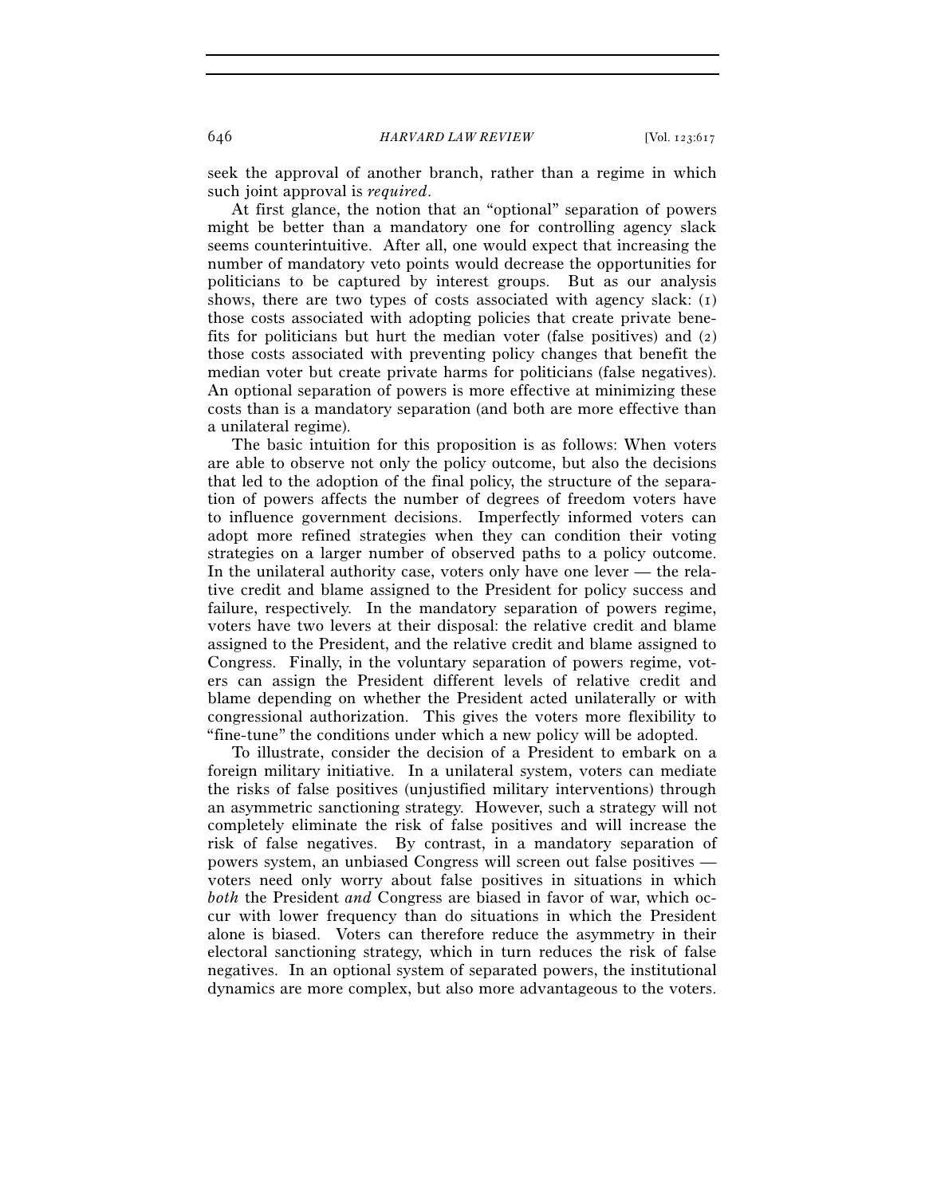seek the approval of another branch, rather than a regime in which such joint approval is *required*.

At first glance, the notion that an "optional" separation of powers might be better than a mandatory one for controlling agency slack seems counterintuitive. After all, one would expect that increasing the number of mandatory veto points would decrease the opportunities for politicians to be captured by interest groups. But as our analysis shows, there are two types of costs associated with agency slack: (1) those costs associated with adopting policies that create private benefits for politicians but hurt the median voter (false positives) and (2) those costs associated with preventing policy changes that benefit the median voter but create private harms for politicians (false negatives). An optional separation of powers is more effective at minimizing these costs than is a mandatory separation (and both are more effective than a unilateral regime).

The basic intuition for this proposition is as follows: When voters are able to observe not only the policy outcome, but also the decisions that led to the adoption of the final policy, the structure of the separation of powers affects the number of degrees of freedom voters have to influence government decisions. Imperfectly informed voters can adopt more refined strategies when they can condition their voting strategies on a larger number of observed paths to a policy outcome. In the unilateral authority case, voters only have one lever — the relative credit and blame assigned to the President for policy success and failure, respectively. In the mandatory separation of powers regime, voters have two levers at their disposal: the relative credit and blame assigned to the President, and the relative credit and blame assigned to Congress. Finally, in the voluntary separation of powers regime, voters can assign the President different levels of relative credit and blame depending on whether the President acted unilaterally or with congressional authorization. This gives the voters more flexibility to "fine-tune" the conditions under which a new policy will be adopted.

To illustrate, consider the decision of a President to embark on a foreign military initiative. In a unilateral system, voters can mediate the risks of false positives (unjustified military interventions) through an asymmetric sanctioning strategy. However, such a strategy will not completely eliminate the risk of false positives and will increase the risk of false negatives. By contrast, in a mandatory separation of powers system, an unbiased Congress will screen out false positives — voters need only worry about false positives in situations in which *both* the President *and* Congress are biased in favor of war, which occur with lower frequency than do situations in which the President alone is biased. Voters can therefore reduce the asymmetry in their electoral sanctioning strategy, which in turn reduces the risk of false negatives. In an optional system of separated powers, the institutional dynamics are more complex, but also more advantageous to the voters.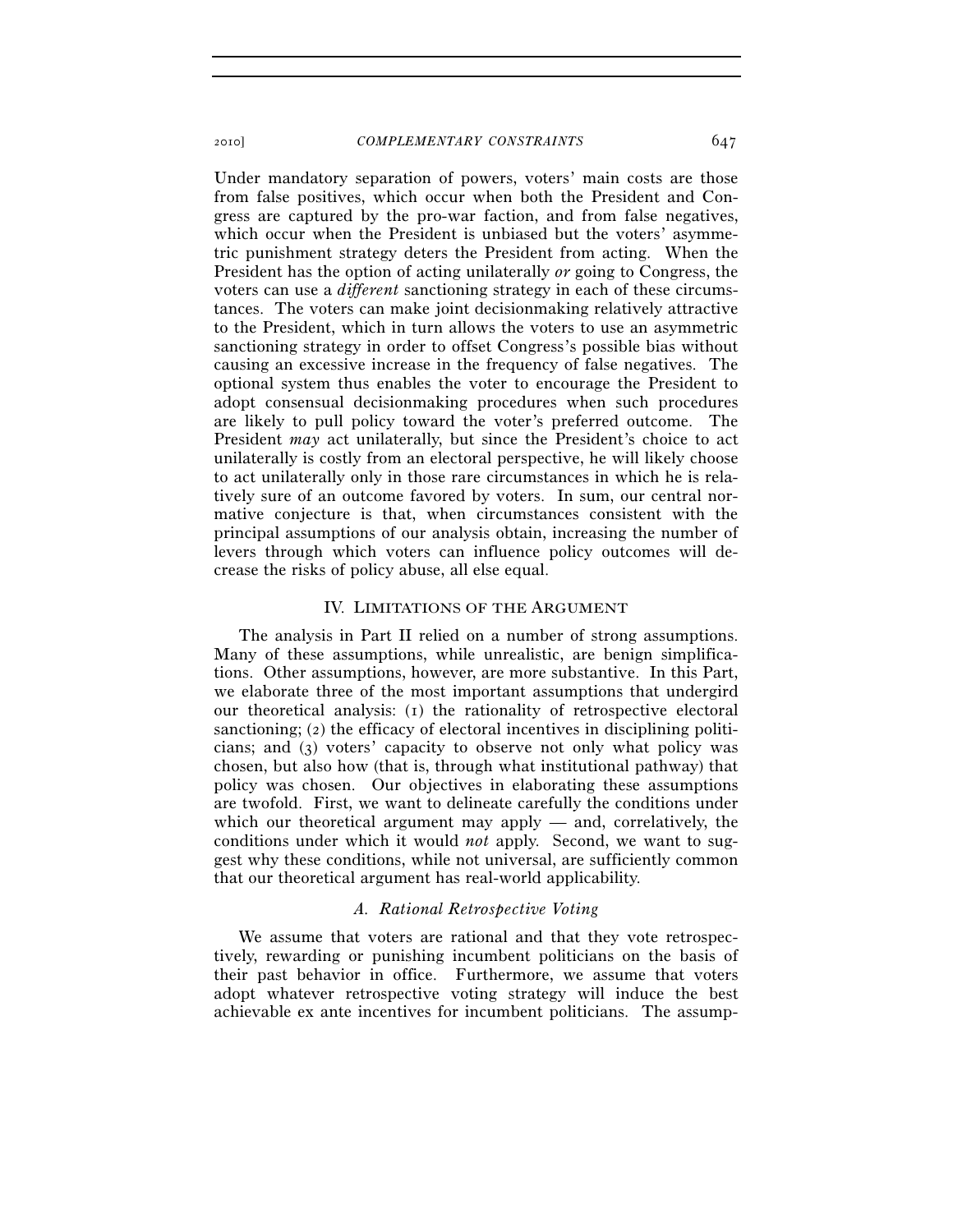Under mandatory separation of powers, voters' main costs are those from false positives, which occur when both the President and Congress are captured by the pro-war faction, and from false negatives, which occur when the President is unbiased but the voters' asymmetric punishment strategy deters the President from acting. When the President has the option of acting unilaterally *or* going to Congress, the voters can use a *different* sanctioning strategy in each of these circumstances. The voters can make joint decisionmaking relatively attractive to the President, which in turn allows the voters to use an asymmetric sanctioning strategy in order to offset Congress's possible bias without causing an excessive increase in the frequency of false negatives. The optional system thus enables the voter to encourage the President to adopt consensual decisionmaking procedures when such procedures are likely to pull policy toward the voter's preferred outcome. The President *may* act unilaterally, but since the President's choice to act unilaterally is costly from an electoral perspective, he will likely choose to act unilaterally only in those rare circumstances in which he is relatively sure of an outcome favored by voters. In sum, our central normative conjecture is that, when circumstances consistent with the principal assumptions of our analysis obtain, increasing the number of levers through which voters can influence policy outcomes will decrease the risks of policy abuse, all else equal.

## IV. LIMITATIONS OF THE ARGUMENT

The analysis in Part II relied on a number of strong assumptions. Many of these assumptions, while unrealistic, are benign simplifications. Other assumptions, however, are more substantive. In this Part, we elaborate three of the most important assumptions that undergird our theoretical analysis: (1) the rationality of retrospective electoral sanctioning; (2) the efficacy of electoral incentives in disciplining politicians; and (3) voters' capacity to observe not only what policy was chosen, but also how (that is, through what institutional pathway) that policy was chosen. Our objectives in elaborating these assumptions are twofold. First, we want to delineate carefully the conditions under which our theoretical argument may apply — and, correlatively, the conditions under which it would *not* apply. Second, we want to suggest why these conditions, while not universal, are sufficiently common that our theoretical argument has real-world applicability.

### *A. Rational Retrospective Voting*

We assume that voters are rational and that they vote retrospectively, rewarding or punishing incumbent politicians on the basis of their past behavior in office. Furthermore, we assume that voters adopt whatever retrospective voting strategy will induce the best achievable ex ante incentives for incumbent politicians. The assump-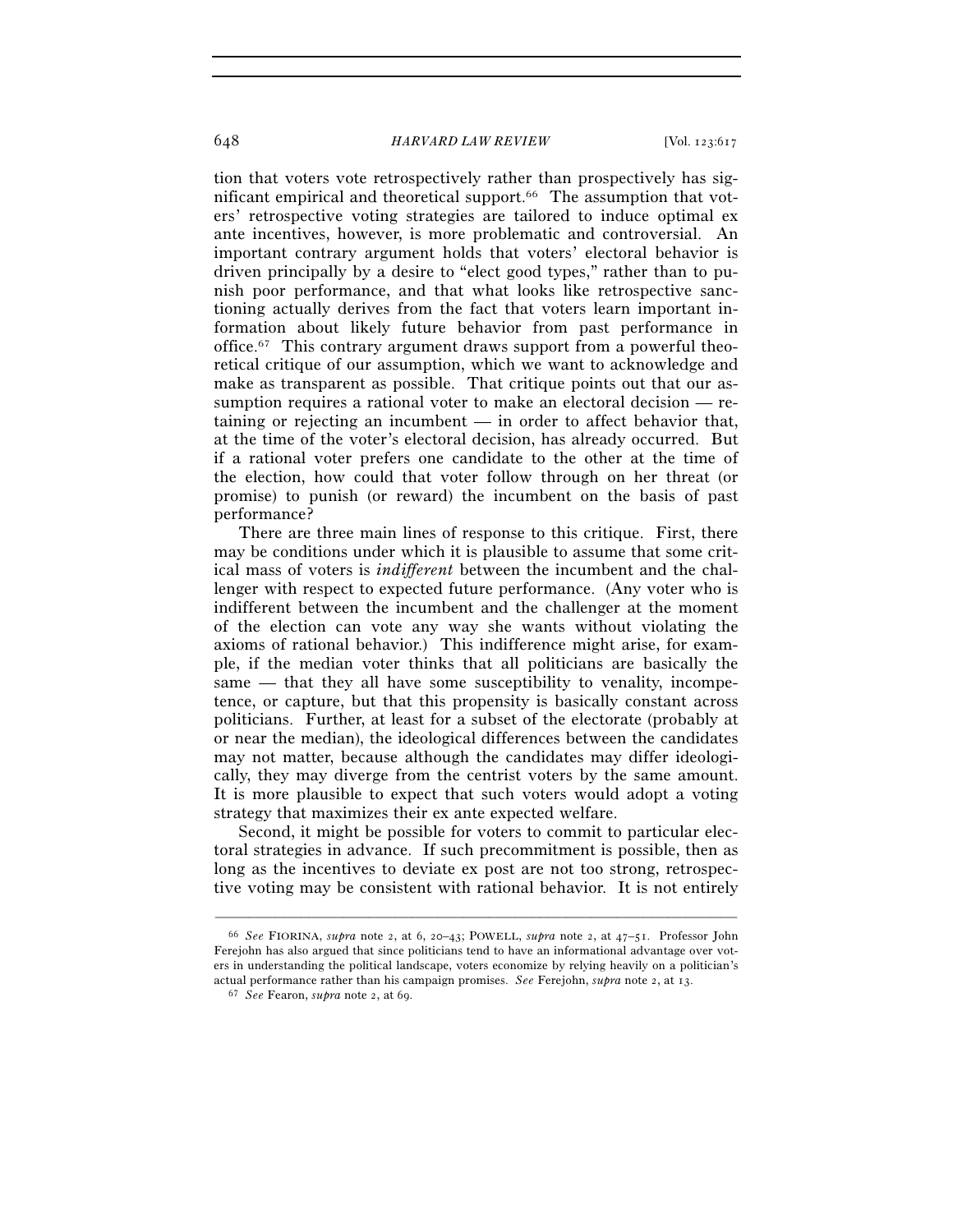tion that voters vote retrospectively rather than prospectively has significant empirical and theoretical support.[66] The assumption that voters' retrospective voting strategies are tailored to induce optimal ex ante incentives, however, is more problematic and controversial. An important contrary argument holds that voters' electoral behavior is driven principally by a desire to "elect good types," rather than to punish poor performance, and that what looks like retrospective sanctioning actually derives from the fact that voters learn important information about likely future behavior from past performance in office.[67] This contrary argument draws support from a powerful theoretical critique of our assumption, which we want to acknowledge and make as transparent as possible. That critique points out that our assumption requires a rational voter to make an electoral decision — retaining or rejecting an incumbent — in order to affect behavior that, at the time of the voter's electoral decision, has already occurred. But if a rational voter prefers one candidate to the other at the time of the election, how could that voter follow through on her threat (or promise) to punish (or reward) the incumbent on the basis of past performance?

There are three main lines of response to this critique. First, there may be conditions under which it is plausible to assume that some critical mass of voters is *indifferent* between the incumbent and the challenger with respect to expected future performance. (Any voter who is indifferent between the incumbent and the challenger at the moment of the election can vote any way she wants without violating the axioms of rational behavior.) This indifference might arise, for example, if the median voter thinks that all politicians are basically the same — that they all have some susceptibility to venality, incompetence, or capture, but that this propensity is basically constant across politicians. Further, at least for a subset of the electorate (probably at or near the median), the ideological differences between the candidates may not matter, because although the candidates may differ ideologically, they may diverge from the centrist voters by the same amount. It is more plausible to expect that such voters would adopt a voting strategy that maximizes their ex ante expected welfare.

Second, it might be possible for voters to commit to particular electoral strategies in advance. If such precommitment is possible, then as long as the incentives to deviate ex post are not too strong, retrospective voting may be consistent with rational behavior. It is not entirely

---

[66] *See* FIORINA, *supra* note 2, at 6, 20–43; POWELL, *supra* note 2, at 47–51. Professor John Ferejohn has also argued that since politicians tend to have an informational advantage over voters in understanding the political landscape, voters economize by relying heavily on a politician's actual performance rather than his campaign promises. *See* Ferejohn, *supra* note 2, at 13.

[67] *See* Fearon, *supra* note 2, at 69.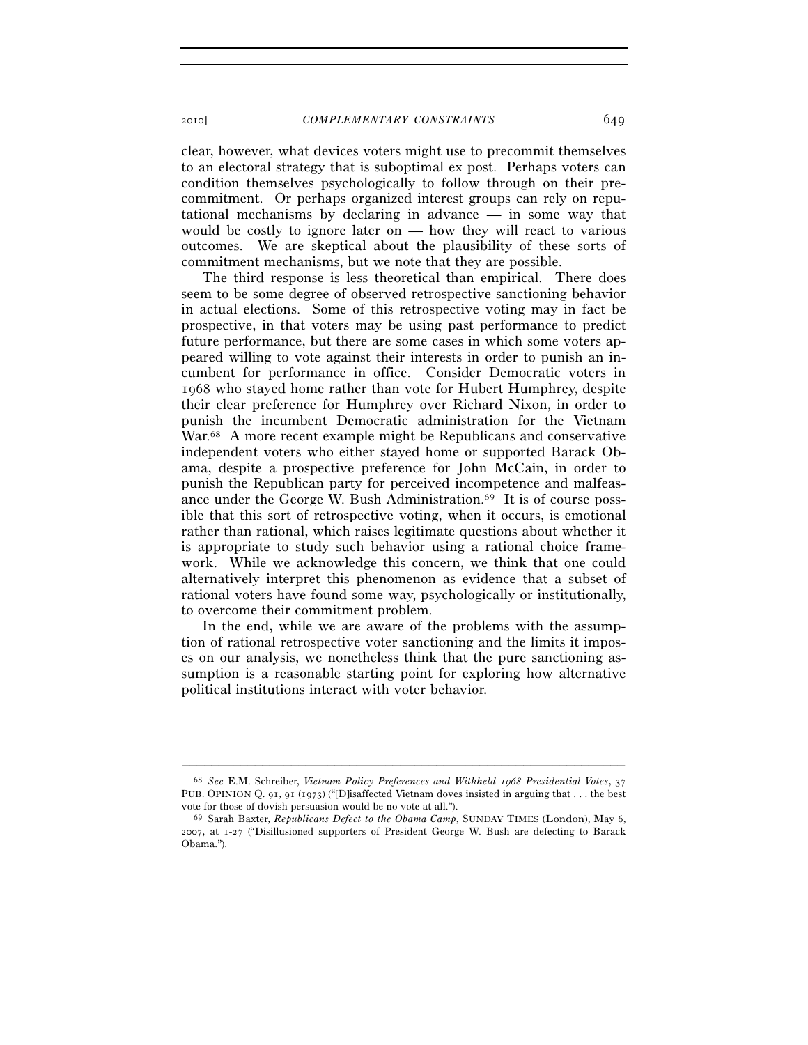clear, however, what devices voters might use to precommit themselves to an electoral strategy that is suboptimal ex post. Perhaps voters can condition themselves psychologically to follow through on their precommitment. Or perhaps organized interest groups can rely on reputational mechanisms by declaring in advance — in some way that would be costly to ignore later on — how they will react to various outcomes. We are skeptical about the plausibility of these sorts of commitment mechanisms, but we note that they are possible.

The third response is less theoretical than empirical. There does seem to be some degree of observed retrospective sanctioning behavior in actual elections. Some of this retrospective voting may in fact be prospective, in that voters may be using past performance to predict future performance, but there are some cases in which some voters appeared willing to vote against their interests in order to punish an incumbent for performance in office. Consider Democratic voters in 1968 who stayed home rather than vote for Hubert Humphrey, despite their clear preference for Humphrey over Richard Nixon, in order to punish the incumbent Democratic administration for the Vietnam War.[68] A more recent example might be Republicans and conservative independent voters who either stayed home or supported Barack Obama, despite a prospective preference for John McCain, in order to punish the Republican party for perceived incompetence and malfeasance under the George W. Bush Administration.[69] It is of course possible that this sort of retrospective voting, when it occurs, is emotional rather than rational, which raises legitimate questions about whether it is appropriate to study such behavior using a rational choice framework. While we acknowledge this concern, we think that one could alternatively interpret this phenomenon as evidence that a subset of rational voters have found some way, psychologically or institutionally, to overcome their commitment problem.

In the end, while we are aware of the problems with the assumption of rational retrospective voter sanctioning and the limits it imposes on our analysis, we nonetheless think that the pure sanctioning assumption is a reasonable starting point for exploring how alternative political institutions interact with voter behavior.

---

[68] *See* E.M. Schreiber, *Vietnam Policy Preferences and Withheld 1968 Presidential Votes*, 37 PUB. OPINION Q. 91, 91 (1973) ("[D]isaffected Vietnam doves insisted in arguing that . . . the best vote for those of dovish persuasion would be no vote at all.").

[69] Sarah Baxter, *Republicans Defect to the Obama Camp*, SUNDAY TIMES (London), May 6, 2007, at 1-27 ("Disillusioned supporters of President George W. Bush are defecting to Barack Obama.").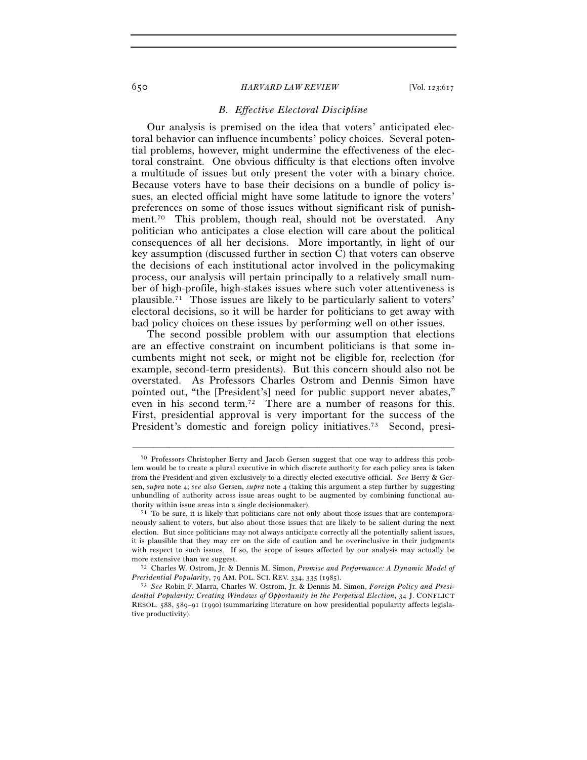### *B. Effective Electoral Discipline*

Our analysis is premised on the idea that voters' anticipated electoral behavior can influence incumbents' policy choices. Several potential problems, however, might undermine the effectiveness of the electoral constraint. One obvious difficulty is that elections often involve a multitude of issues but only present the voter with a binary choice. Because voters have to base their decisions on a bundle of policy issues, an elected official might have some latitude to ignore the voters' preferences on some of those issues without significant risk of punishment.[70] This problem, though real, should not be overstated. Any politician who anticipates a close election will care about the political consequences of all her decisions. More importantly, in light of our key assumption (discussed further in section C) that voters can observe the decisions of each institutional actor involved in the policymaking process, our analysis will pertain principally to a relatively small number of high-profile, high-stakes issues where such voter attentiveness is plausible.[71] Those issues are likely to be particularly salient to voters' electoral decisions, so it will be harder for politicians to get away with bad policy choices on these issues by performing well on other issues.

The second possible problem with our assumption that elections are an effective constraint on incumbent politicians is that some incumbents might not seek, or might not be eligible for, reelection (for example, second-term presidents). But this concern should also not be overstated. As Professors Charles Ostrom and Dennis Simon have pointed out, "the [President's] need for public support never abates," even in his second term.[72] There are a number of reasons for this. First, presidential approval is very important for the success of the President's domestic and foreign policy initiatives.[73] Second, presi-

---

[70] Professors Christopher Berry and Jacob Gersen suggest that one way to address this problem would be to create a plural executive in which discrete authority for each policy area is taken from the President and given exclusively to a directly elected executive official. *See* Berry & Gersen, *supra* note 4; *see also* Gersen, *supra* note 4 (taking this argument a step further by suggesting unbundling of authority across issue areas ought to be augmented by combining functional authority within issue areas into a single decisionmaker).

[71] To be sure, it is likely that politicians care not only about those issues that are contemporaneously salient to voters, but also about those issues that are likely to be salient during the next election. But since politicians may not always anticipate correctly all the potentially salient issues, it is plausible that they may err on the side of caution and be overinclusive in their judgments with respect to such issues. If so, the scope of issues affected by our analysis may actually be more extensive than we suggest.

[72] Charles W. Ostrom, Jr. & Dennis M. Simon, *Promise and Performance: A Dynamic Model of Presidential Popularity*, 79 AM. POL. SCI. REV. 334, 335 (1985).

[73] *See* Robin F. Marra, Charles W. Ostrom, Jr. & Dennis M. Simon, *Foreign Policy and Presidential Popularity: Creating Windows of Opportunity in the Perpetual Election*, 34 J. CONFLICT RESOL. 588, 589–91 (1990) (summarizing literature on how presidential popularity affects legislative productivity).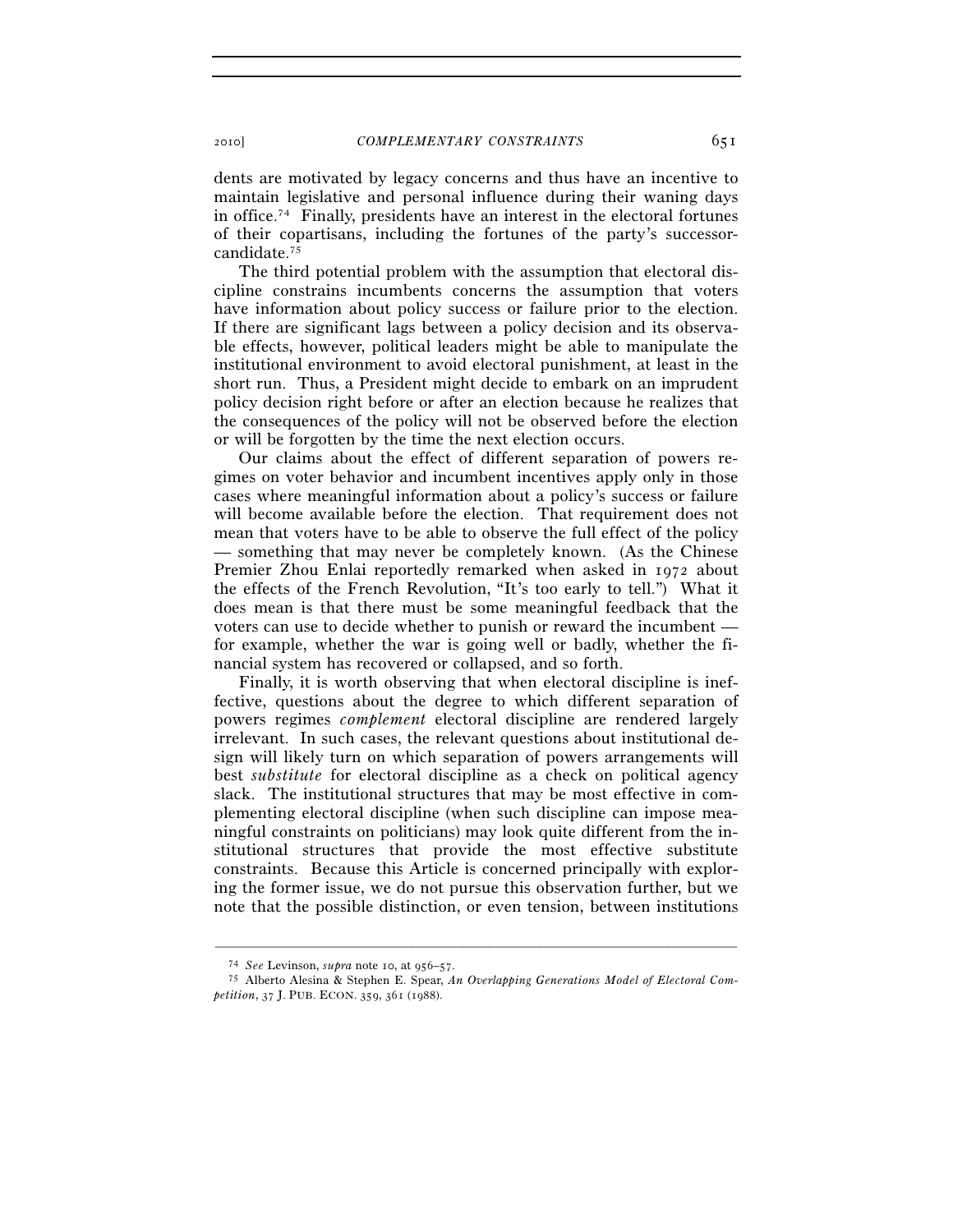dents are motivated by legacy concerns and thus have an incentive to maintain legislative and personal influence during their waning days in office.[74] Finally, presidents have an interest in the electoral fortunes of their copartisans, including the fortunes of the party's successor-candidate.[75]

The third potential problem with the assumption that electoral discipline constrains incumbents concerns the assumption that voters have information about policy success or failure prior to the election. If there are significant lags between a policy decision and its observable effects, however, political leaders might be able to manipulate the institutional environment to avoid electoral punishment, at least in the short run. Thus, a President might decide to embark on an imprudent policy decision right before or after an election because he realizes that the consequences of the policy will not be observed before the election or will be forgotten by the time the next election occurs.

Our claims about the effect of different separation of powers regimes on voter behavior and incumbent incentives apply only in those cases where meaningful information about a policy's success or failure will become available before the election. That requirement does not mean that voters have to be able to observe the full effect of the policy — something that may never be completely known. (As the Chinese Premier Zhou Enlai reportedly remarked when asked in 1972 about the effects of the French Revolution, "It's too early to tell.") What it does mean is that there must be some meaningful feedback that the voters can use to decide whether to punish or reward the incumbent — for example, whether the war is going well or badly, whether the financial system has recovered or collapsed, and so forth.

Finally, it is worth observing that when electoral discipline is ineffective, questions about the degree to which different separation of powers regimes *complement* electoral discipline are rendered largely irrelevant. In such cases, the relevant questions about institutional design will likely turn on which separation of powers arrangements will best *substitute* for electoral discipline as a check on political agency slack. The institutional structures that may be most effective in complementing electoral discipline (when such discipline can impose meaningful constraints on politicians) may look quite different from the institutional structures that provide the most effective substitute constraints. Because this Article is concerned principally with exploring the former issue, we do not pursue this observation further, but we note that the possible distinction, or even tension, between institutions

---

[74] *See* Levinson, *supra* note 10, at 956–57.

[75] Alberto Alesina & Stephen E. Spear, *An Overlapping Generations Model of Electoral Competition*, 37 J. PUB. ECON. 359, 361 (1988).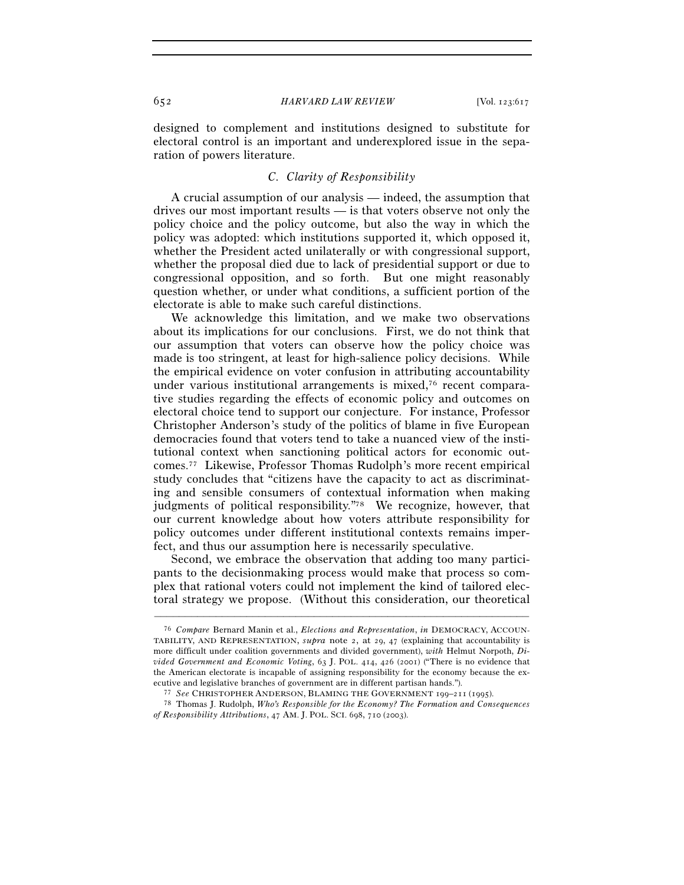designed to complement and institutions designed to substitute for electoral control is an important and underexplored issue in the separation of powers literature.

### *C. Clarity of Responsibility*

A crucial assumption of our analysis — indeed, the assumption that drives our most important results — is that voters observe not only the policy choice and the policy outcome, but also the way in which the policy was adopted: which institutions supported it, which opposed it, whether the President acted unilaterally or with congressional support, whether the proposal died due to lack of presidential support or due to congressional opposition, and so forth. But one might reasonably question whether, or under what conditions, a sufficient portion of the electorate is able to make such careful distinctions.

We acknowledge this limitation, and we make two observations about its implications for our conclusions. First, we do not think that our assumption that voters can observe how the policy choice was made is too stringent, at least for high-salience policy decisions. While the empirical evidence on voter confusion in attributing accountability under various institutional arrangements is mixed,[76] recent comparative studies regarding the effects of economic policy and outcomes on electoral choice tend to support our conjecture. For instance, Professor Christopher Anderson's study of the politics of blame in five European democracies found that voters tend to take a nuanced view of the institutional context when sanctioning political actors for economic outcomes.[77] Likewise, Professor Thomas Rudolph's more recent empirical study concludes that "citizens have the capacity to act as discriminating and sensible consumers of contextual information when making judgments of political responsibility."[78] We recognize, however, that our current knowledge about how voters attribute responsibility for policy outcomes under different institutional contexts remains imperfect, and thus our assumption here is necessarily speculative.

Second, we embrace the observation that adding too many participants to the decisionmaking process would make that process so complex that rational voters could not implement the kind of tailored electoral strategy we propose. (Without this consideration, our theoretical

---

[76] *Compare* Bernard Manin et al., *Elections and Representation*, *in* DEMOCRACY, ACCOUNTABILITY, AND REPRESENTATION, *supra* note 2, at 29, 47 (explaining that accountability is more difficult under coalition governments and divided government), *with* Helmut Norpoth, *Divided Government and Economic Voting*, 63 J. POL. 414, 426 (2001) ("There is no evidence that the American electorate is incapable of assigning responsibility for the economy because the executive and legislative branches of government are in different partisan hands.").

[77] *See* CHRISTOPHER ANDERSON, BLAMING THE GOVERNMENT 199–211 (1995).

[78] Thomas J. Rudolph, *Who's Responsible for the Economy? The Formation and Consequences of Responsibility Attributions*, 47 AM. J. POL. SCI. 698, 710 (2003).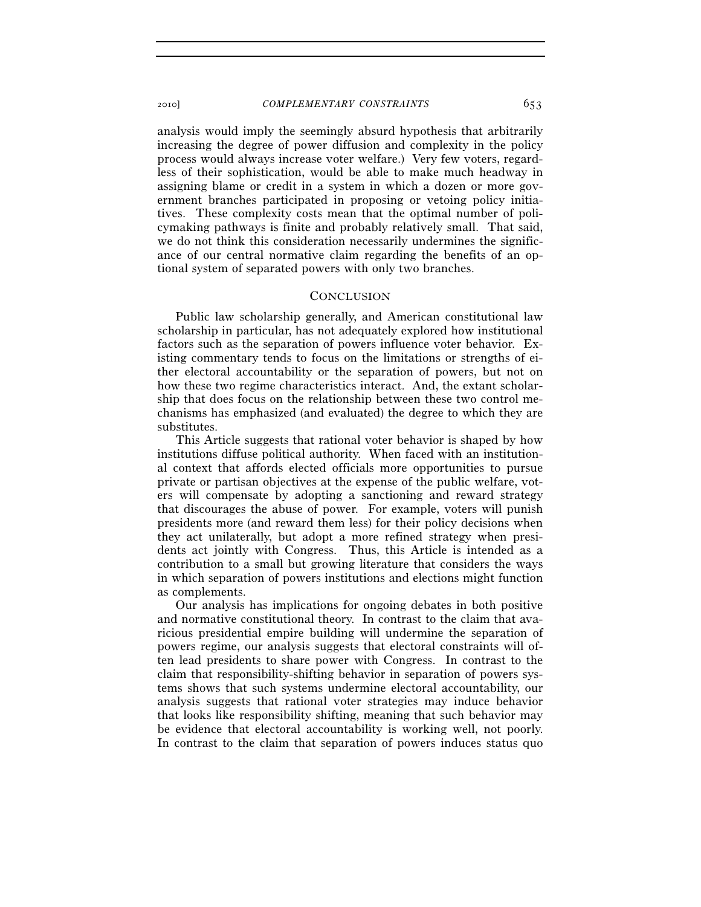analysis would imply the seemingly absurd hypothesis that arbitrarily increasing the degree of power diffusion and complexity in the policy process would always increase voter welfare.) Very few voters, regardless of their sophistication, would be able to make much headway in assigning blame or credit in a system in which a dozen or more government branches participated in proposing or vetoing policy initiatives. These complexity costs mean that the optimal number of policymaking pathways is finite and probably relatively small. That said, we do not think this consideration necessarily undermines the significance of our central normative claim regarding the benefits of an optional system of separated powers with only two branches.

## CONCLUSION

Public law scholarship generally, and American constitutional law scholarship in particular, has not adequately explored how institutional factors such as the separation of powers influence voter behavior. Existing commentary tends to focus on the limitations or strengths of either electoral accountability or the separation of powers, but not on how these two regime characteristics interact. And, the extant scholarship that does focus on the relationship between these two control mechanisms has emphasized (and evaluated) the degree to which they are substitutes.

This Article suggests that rational voter behavior is shaped by how institutions diffuse political authority. When faced with an institutional context that affords elected officials more opportunities to pursue private or partisan objectives at the expense of the public welfare, voters will compensate by adopting a sanctioning and reward strategy that discourages the abuse of power. For example, voters will punish presidents more (and reward them less) for their policy decisions when they act unilaterally, but adopt a more refined strategy when presidents act jointly with Congress. Thus, this Article is intended as a contribution to a small but growing literature that considers the ways in which separation of powers institutions and elections might function as complements.

Our analysis has implications for ongoing debates in both positive and normative constitutional theory. In contrast to the claim that avaricious presidential empire building will undermine the separation of powers regime, our analysis suggests that electoral constraints will often lead presidents to share power with Congress. In contrast to the claim that responsibility-shifting behavior in separation of powers systems shows that such systems undermine electoral accountability, our analysis suggests that rational voter strategies may induce behavior that looks like responsibility shifting, meaning that such behavior may be evidence that electoral accountability is working well, not poorly. In contrast to the claim that separation of powers induces status quo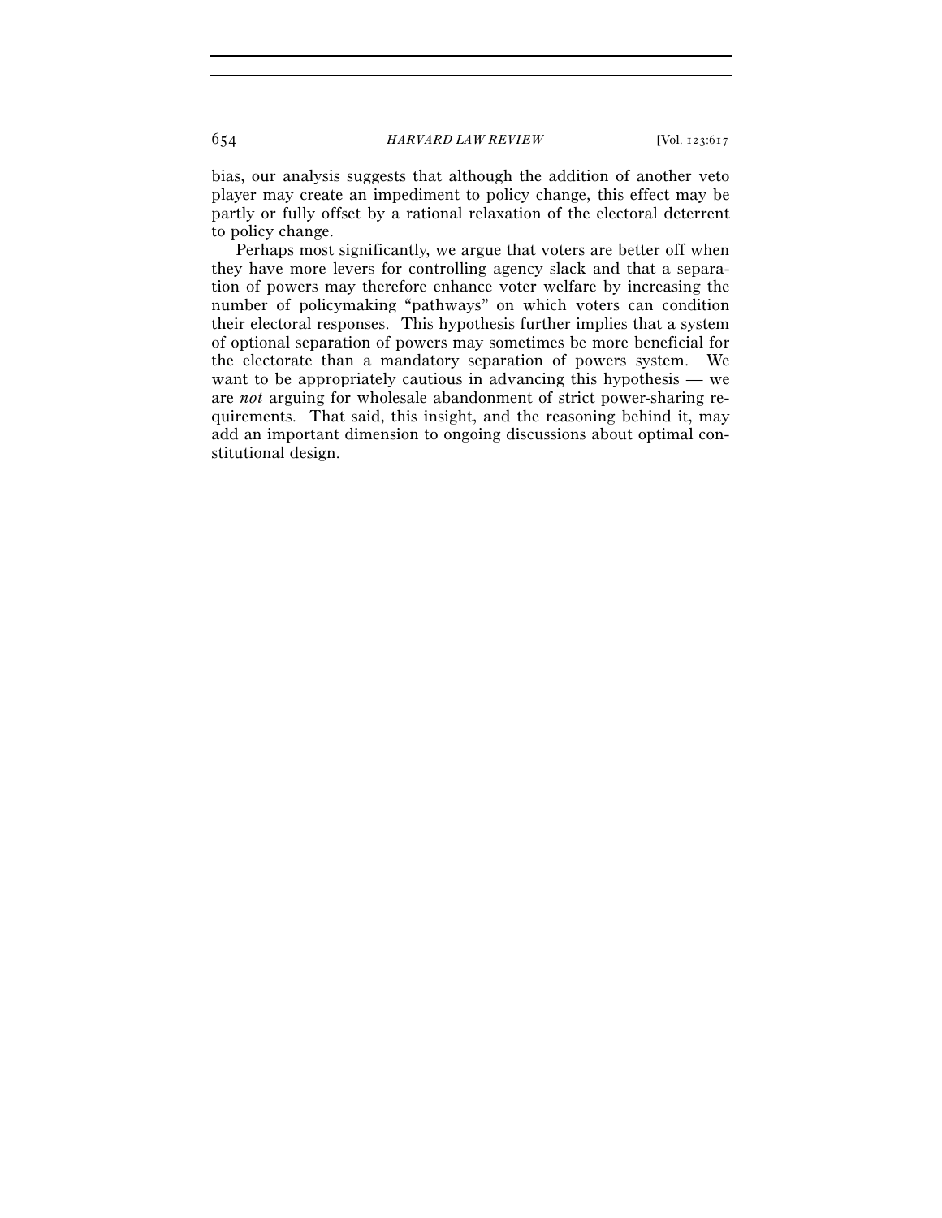bias, our analysis suggests that although the addition of another veto player may create an impediment to policy change, this effect may be partly or fully offset by a rational relaxation of the electoral deterrent to policy change.

Perhaps most significantly, we argue that voters are better off when they have more levers for controlling agency slack and that a separation of powers may therefore enhance voter welfare by increasing the number of policymaking "pathways" on which voters can condition their electoral responses. This hypothesis further implies that a system of optional separation of powers may sometimes be more beneficial for the electorate than a mandatory separation of powers system. We want to be appropriately cautious in advancing this hypothesis — we are *not* arguing for wholesale abandonment of strict power-sharing requirements. That said, this insight, and the reasoning behind it, may add an important dimension to ongoing discussions about optimal constitutional design.